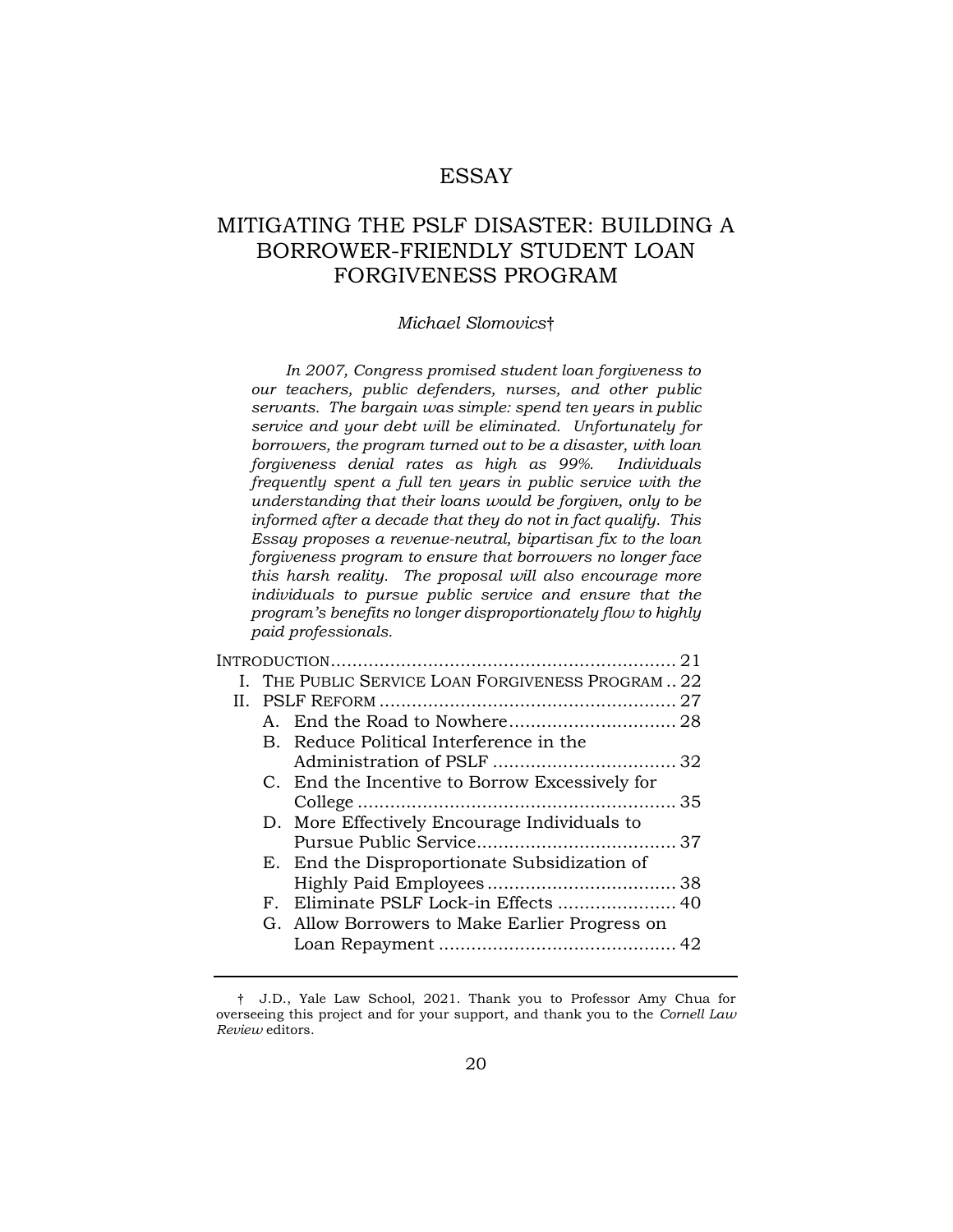## ESSAY

# MITIGATING THE PSLF DISASTER: BUILDING A BORROWER-FRIENDLY STUDENT LOAN FORGIVENESS PROGRAM

*Michael Slomovics*†

*In 2007, Congress promised student loan forgiveness to our teachers, public defenders, nurses, and other public servants. The bargain was simple: spend ten years in public service and your debt will be eliminated. Unfortunately for borrowers, the program turned out to be a disaster, with loan forgiveness denial rates as high as 99%. Individuals frequently spent a full ten years in public service with the understanding that their loans would be forgiven, only to be informed after a decade that they do not in fact qualify. This Essay proposes a revenue-neutral, bipartisan fix to the loan forgiveness program to ensure that borrowers no longer face this harsh reality. The proposal will also encourage more individuals to pursue public service and ensure that the program's benefits no longer disproportionately flow to highly paid professionals.*

INTRODUCTION .......... 21
- I. THE PUBLIC SERVICE LOAN FORGIVENESS PROGRAM .. 22
- II. PSLF REFORM .......... 27
  - A. End the Road to Nowhere .......... 28
  - B. Reduce Political Interference in the Administration of PSLF .......... 32
  - C. End the Incentive to Borrow Excessively for College .......... 35
  - D. More Effectively Encourage Individuals to Pursue Public Service .......... 37
  - E. End the Disproportionate Subsidization of Highly Paid Employees .......... 38
  - F. Eliminate PSLF Lock-in Effects .......... 40
  - G. Allow Borrowers to Make Earlier Progress on Loan Repayment .......... 42

---

† J.D., Yale Law School, 2021. Thank you to Professor Amy Chua for overseeing this project and for your support, and thank you to the *Cornell Law Review* editors.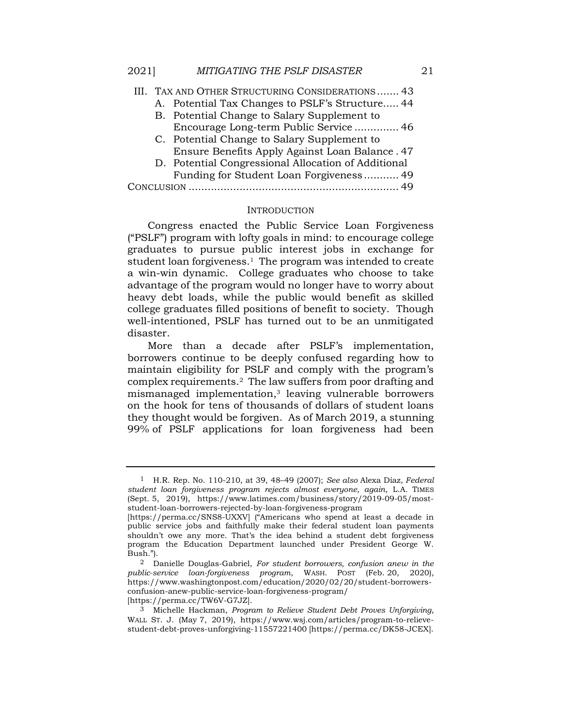III. TAX AND OTHER STRUCTURING CONSIDERATIONS ....... 43
   A. Potential Tax Changes to PSLF's Structure..... 44
   B. Potential Change to Salary Supplement to Encourage Long-term Public Service .............. 46
   C. Potential Change to Salary Supplement to Ensure Benefits Apply Against Loan Balance . 47
   D. Potential Congressional Allocation of Additional Funding for Student Loan Forgiveness........... 49

CONCLUSION ................................................................. 49

## INTRODUCTION

Congress enacted the Public Service Loan Forgiveness ("PSLF") program with lofty goals in mind: to encourage college graduates to pursue public interest jobs in exchange for student loan forgiveness.[1] The program was intended to create a win-win dynamic. College graduates who choose to take advantage of the program would no longer have to worry about heavy debt loads, while the public would benefit as skilled college graduates filled positions of benefit to society. Though well-intentioned, PSLF has turned out to be an unmitigated disaster.

More than a decade after PSLF's implementation, borrowers continue to be deeply confused regarding how to maintain eligibility for PSLF and comply with the program's complex requirements.[2] The law suffers from poor drafting and mismanaged implementation,[3] leaving vulnerable borrowers on the hook for tens of thousands of dollars of student loans they thought would be forgiven. As of March 2019, a stunning 99% of PSLF applications for loan forgiveness had been

---

[1] H.R. Rep. No. 110-210, at 39, 48–49 (2007); *See also* Alexa Díaz*, Federal student loan forgiveness program rejects almost everyone, again*, L.A. TIMES (Sept. 5, 2019), https://www.latimes.com/business/story/2019-09-05/most-student-loan-borrowers-rejected-by-loan-forgiveness-program [https://perma.cc/SNS8-UXXV] ("Americans who spend at least a decade in public service jobs and faithfully make their federal student loan payments shouldn't owe any more. That's the idea behind a student debt forgiveness program the Education Department launched under President George W. Bush.").

[2] Danielle Douglas-Gabriel, *For student borrowers, confusion anew in the public-service loan-forgiveness program*, WASH. POST (Feb. 20, 2020), https://www.washingtonpost.com/education/2020/02/20/student-borrowers-confusion-anew-public-service-loan-forgiveness-program/ [https://perma.cc/TW6V-G7JZ].

[3] Michelle Hackman, *Program to Relieve Student Debt Proves Unforgiving*, WALL ST. J. (May 7, 2019), https://www.wsj.com/articles/program-to-relieve-student-debt-proves-unforgiving-11557221400 [https://perma.cc/DK58-JCEX].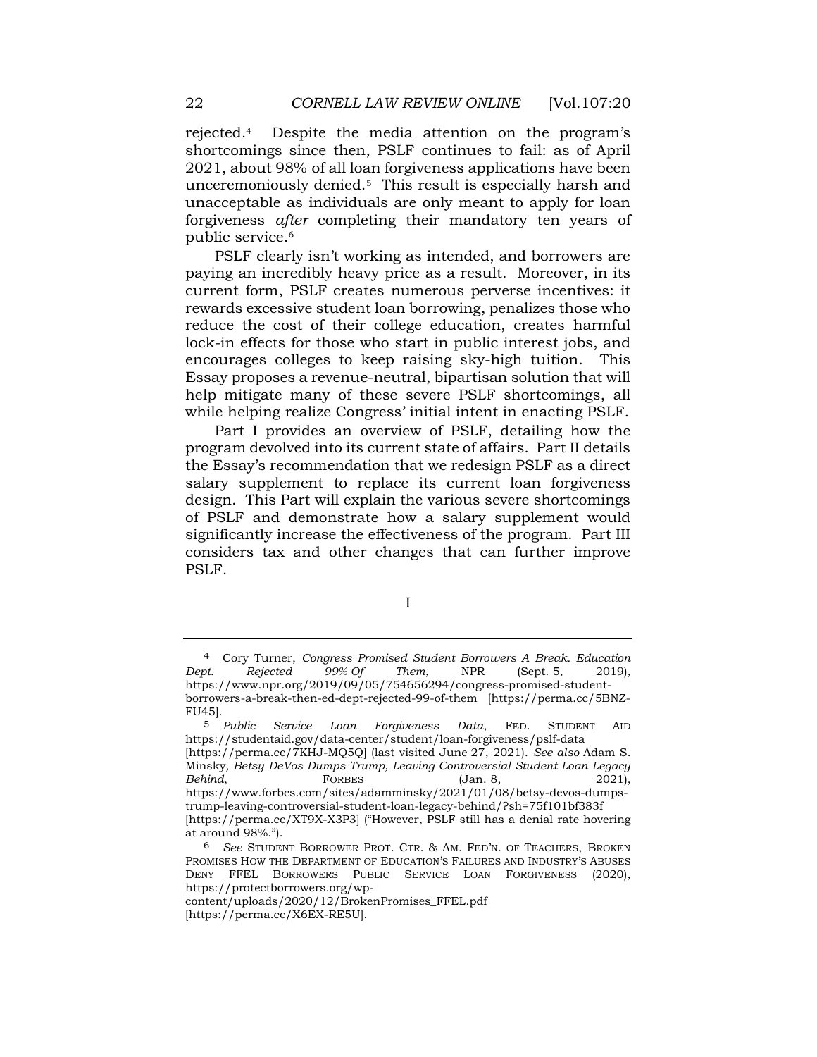rejected.[4] Despite the media attention on the program's shortcomings since then, PSLF continues to fail: as of April 2021, about 98% of all loan forgiveness applications have been unceremoniously denied.[5] This result is especially harsh and unacceptable as individuals are only meant to apply for loan forgiveness *after* completing their mandatory ten years of public service.[6]

PSLF clearly isn't working as intended, and borrowers are paying an incredibly heavy price as a result. Moreover, in its current form, PSLF creates numerous perverse incentives: it rewards excessive student loan borrowing, penalizes those who reduce the cost of their college education, creates harmful lock-in effects for those who start in public interest jobs, and encourages colleges to keep raising sky-high tuition. This Essay proposes a revenue-neutral, bipartisan solution that will help mitigate many of these severe PSLF shortcomings, all while helping realize Congress' initial intent in enacting PSLF.

Part I provides an overview of PSLF, detailing how the program devolved into its current state of affairs. Part II details the Essay's recommendation that we redesign PSLF as a direct salary supplement to replace its current loan forgiveness design. This Part will explain the various severe shortcomings of PSLF and demonstrate how a salary supplement would significantly increase the effectiveness of the program. Part III considers tax and other changes that can further improve PSLF.

I

---

[4] Cory Turner, *Congress Promised Student Borrowers A Break. Education Dept. Rejected 99% Of Them*, NPR (Sept. 5, 2019), https://www.npr.org/2019/09/05/754656294/congress-promised-student-borrowers-a-break-then-ed-dept-rejected-99-of-them [https://perma.cc/5BNZ-FU45].

[5] *Public Service Loan Forgiveness Data*, FED. STUDENT AID https://studentaid.gov/data-center/student/loan-forgiveness/pslf-data [https://perma.cc/7KHJ-MQ5Q] (last visited June 27, 2021). *See also* Adam S. Minsky, *Betsy DeVos Dumps Trump, Leaving Controversial Student Loan Legacy Behind*, FORBES (Jan. 8, 2021), https://www.forbes.com/sites/adamminsky/2021/01/08/betsy-devos-dumps-trump-leaving-controversial-student-loan-legacy-behind/?sh=75f101bf383f [https://perma.cc/XT9X-X3P3] ("However, PSLF still has a denial rate hovering at around 98%.").

[6] *See* STUDENT BORROWER PROT. CTR. & AM. FED'N. OF TEACHERS, BROKEN PROMISES HOW THE DEPARTMENT OF EDUCATION'S FAILURES AND INDUSTRY'S ABUSES DENY FFEL BORROWERS PUBLIC SERVICE LOAN FORGIVENESS (2020), https://protectborrowers.org/wp-content/uploads/2020/12/BrokenPromises_FFEL.pdf [https://perma.cc/X6EX-RE5U].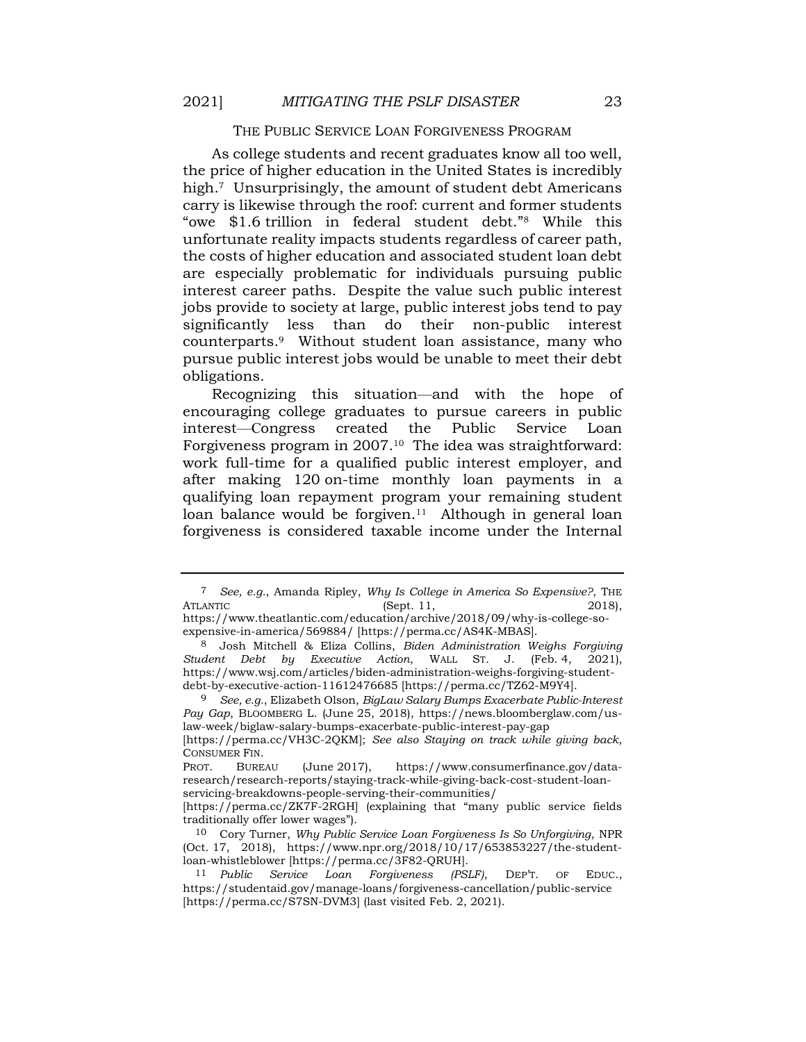## THE PUBLIC SERVICE LOAN FORGIVENESS PROGRAM

As college students and recent graduates know all too well, the price of higher education in the United States is incredibly high.[7] Unsurprisingly, the amount of student debt Americans carry is likewise through the roof: current and former students "owe $1.6 trillion in federal student debt."[8] While this unfortunate reality impacts students regardless of career path, the costs of higher education and associated student loan debt are especially problematic for individuals pursuing public interest career paths. Despite the value such public interest jobs provide to society at large, public interest jobs tend to pay significantly less than do their non-public interest counterparts.[9] Without student loan assistance, many who pursue public interest jobs would be unable to meet their debt obligations.

Recognizing this situation—and with the hope of encouraging college graduates to pursue careers in public interest—Congress created the Public Service Loan Forgiveness program in 2007.[10] The idea was straightforward: work full-time for a qualified public interest employer, and after making 120 on-time monthly loan payments in a qualifying loan repayment program your remaining student loan balance would be forgiven.[11] Although in general loan forgiveness is considered taxable income under the Internal

---

7 *See, e.g.*, Amanda Ripley, *Why Is College in America So Expensive?*, THE ATLANTIC (Sept. 11, 2018), https://www.theatlantic.com/education/archive/2018/09/why-is-college-so-expensive-in-america/569884/ [https://perma.cc/AS4K-MBAS].

8 Josh Mitchell & Eliza Collins, *Biden Administration Weighs Forgiving Student Debt by Executive Action*, WALL ST. J. (Feb. 4, 2021), https://www.wsj.com/articles/biden-administration-weighs-forgiving-student-debt-by-executive-action-11612476685 [https://perma.cc/TZ62-M9Y4].

9 *See, e.g.*, Elizabeth Olson, *BigLaw Salary Bumps Exacerbate Public-Interest Pay Gap*, BLOOMBERG L. (June 25, 2018), https://news.bloomberglaw.com/us-law-week/biglaw-salary-bumps-exacerbate-public-interest-pay-gap [https://perma.cc/VH3C-2QKM]; *See also Staying on track while giving back*, CONSUMER FIN. PROT. BUREAU (June 2017), https://www.consumerfinance.gov/data-research/research-reports/staying-track-while-giving-back-cost-student-loan-servicing-breakdowns-people-serving-their-communities/ [https://perma.cc/ZK7F-2RGH] (explaining that "many public service fields traditionally offer lower wages").

10 Cory Turner, *Why Public Service Loan Forgiveness Is So Unforgiving*, NPR (Oct. 17, 2018), https://www.npr.org/2018/10/17/653853227/the-student-loan-whistleblower [https://perma.cc/3F82-QRUH].

11 *Public Service Loan Forgiveness (PSLF)*, DEP'T. OF EDUC., https://studentaid.gov/manage-loans/forgiveness-cancellation/public-service [https://perma.cc/S7SN-DVM3] (last visited Feb. 2, 2021).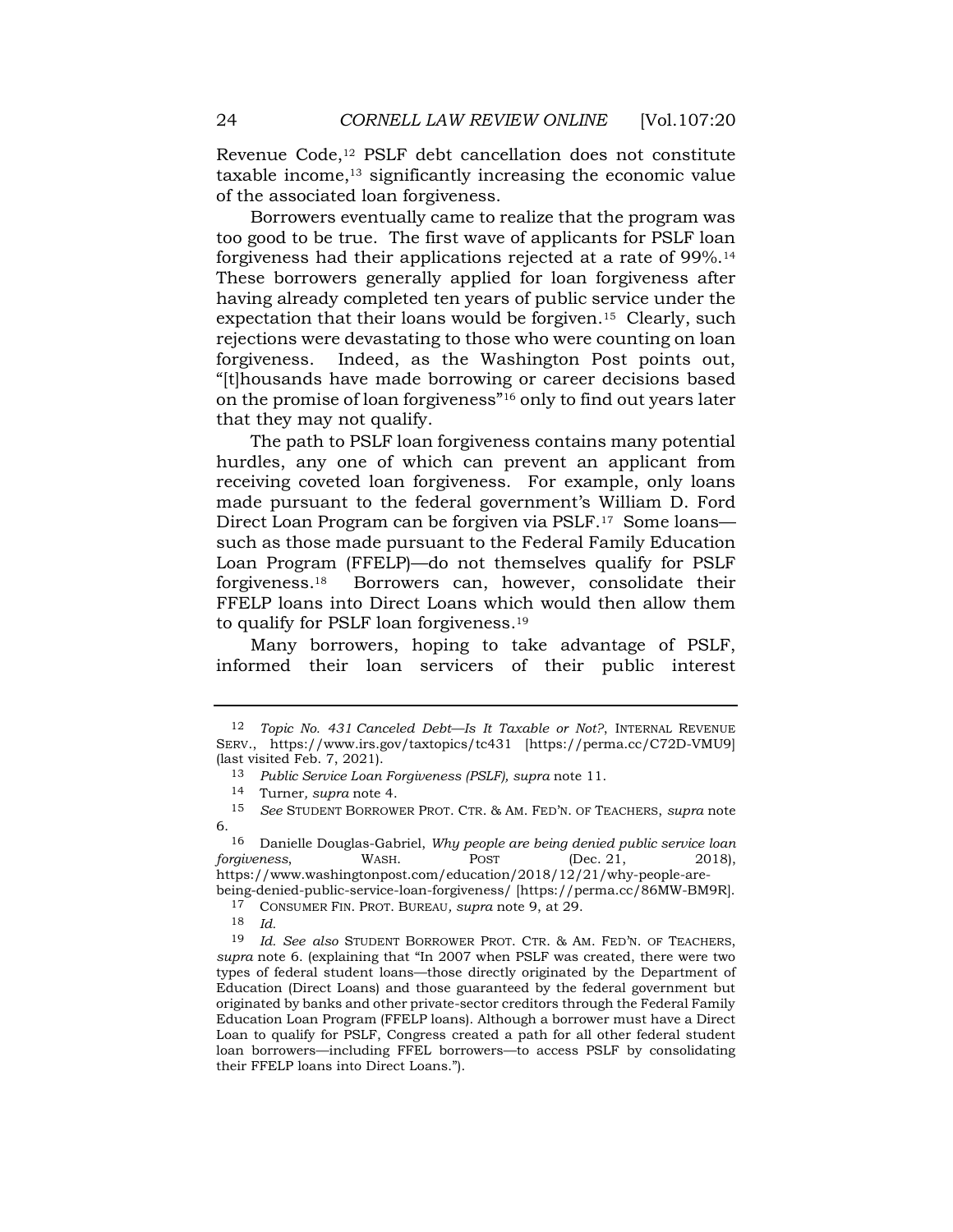Revenue Code,[12] PSLF debt cancellation does not constitute taxable income,[13] significantly increasing the economic value of the associated loan forgiveness.

Borrowers eventually came to realize that the program was too good to be true. The first wave of applicants for PSLF loan forgiveness had their applications rejected at a rate of 99%.[14] These borrowers generally applied for loan forgiveness after having already completed ten years of public service under the expectation that their loans would be forgiven.[15] Clearly, such rejections were devastating to those who were counting on loan forgiveness. Indeed, as the Washington Post points out, "[t]housands have made borrowing or career decisions based on the promise of loan forgiveness"[16] only to find out years later that they may not qualify.

The path to PSLF loan forgiveness contains many potential hurdles, any one of which can prevent an applicant from receiving coveted loan forgiveness. For example, only loans made pursuant to the federal government's William D. Ford Direct Loan Program can be forgiven via PSLF.[17] Some loans—such as those made pursuant to the Federal Family Education Loan Program (FFELP)—do not themselves qualify for PSLF forgiveness.[18] Borrowers can, however, consolidate their FFELP loans into Direct Loans which would then allow them to qualify for PSLF loan forgiveness.[19]

Many borrowers, hoping to take advantage of PSLF, informed their loan servicers of their public interest

---

12 *Topic No. 431 Canceled Debt—Is It Taxable or Not?*, INTERNAL REVENUE SERV., https://www.irs.gov/taxtopics/tc431 [https://perma.cc/C72D-VMU9] (last visited Feb. 7, 2021).

13 *Public Service Loan Forgiveness (PSLF), supra* note 11.

14 Turner*, supra* note 4.

15 *See* STUDENT BORROWER PROT. CTR. & AM. FED'N. OF TEACHERS, *supra* note 6.

16 Danielle Douglas-Gabriel, *Why people are being denied public service loan forgiveness*, WASH. POST (Dec. 21, 2018), https://www.washingtonpost.com/education/2018/12/21/why-people-are-being-denied-public-service-loan-forgiveness/ [https://perma.cc/86MW-BM9R].

17 CONSUMER FIN. PROT. BUREAU*, supra* note 9, at 29.

18 *Id.*

19 *Id. See also* STUDENT BORROWER PROT. CTR. & AM. FED'N. OF TEACHERS, *supra* note 6. (explaining that "In 2007 when PSLF was created, there were two types of federal student loans—those directly originated by the Department of Education (Direct Loans) and those guaranteed by the federal government but originated by banks and other private-sector creditors through the Federal Family Education Loan Program (FFELP loans). Although a borrower must have a Direct Loan to qualify for PSLF, Congress created a path for all other federal student loan borrowers—including FFEL borrowers—to access PSLF by consolidating their FFELP loans into Direct Loans.").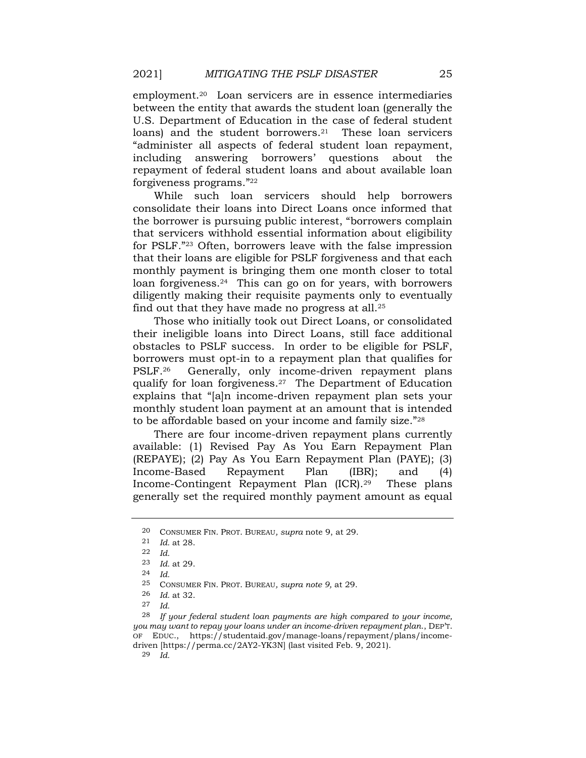employment.[20] Loan servicers are in essence intermediaries between the entity that awards the student loan (generally the U.S. Department of Education in the case of federal student loans) and the student borrowers.[21] These loan servicers "administer all aspects of federal student loan repayment, including answering borrowers' questions about the repayment of federal student loans and about available loan forgiveness programs."[22]

While such loan servicers should help borrowers consolidate their loans into Direct Loans once informed that the borrower is pursuing public interest, "borrowers complain that servicers withhold essential information about eligibility for PSLF."[23] Often, borrowers leave with the false impression that their loans are eligible for PSLF forgiveness and that each monthly payment is bringing them one month closer to total loan forgiveness.[24] This can go on for years, with borrowers diligently making their requisite payments only to eventually find out that they have made no progress at all.[25]

Those who initially took out Direct Loans, or consolidated their ineligible loans into Direct Loans, still face additional obstacles to PSLF success. In order to be eligible for PSLF, borrowers must opt-in to a repayment plan that qualifies for PSLF.[26] Generally, only income-driven repayment plans qualify for loan forgiveness.[27] The Department of Education explains that "[a]n income-driven repayment plan sets your monthly student loan payment at an amount that is intended to be affordable based on your income and family size."[28]

There are four income-driven repayment plans currently available: (1) Revised Pay As You Earn Repayment Plan (REPAYE); (2) Pay As You Earn Repayment Plan (PAYE); (3) Income-Based Repayment Plan (IBR); and (4) Income-Contingent Repayment Plan (ICR).[29] These plans generally set the required monthly payment amount as equal

---

20 CONSUMER FIN. PROT. BUREAU, *supra* note 9, at 29.

21 *Id.* at 28.

22 *Id.*

23 *Id.* at 29.

24 *Id.*

25 CONSUMER FIN. PROT. BUREAU, *supra note 9,* at 29.

26 *Id.* at 32.

27 *Id.*

28 *If your federal student loan payments are high compared to your income, you may want to repay your loans under an income-driven repayment plan.*, DEP'T. OF EDUC., https://studentaid.gov/manage-loans/repayment/plans/income-driven [https://perma.cc/2AY2-YK3N] (last visited Feb. 9, 2021).

29 *Id.*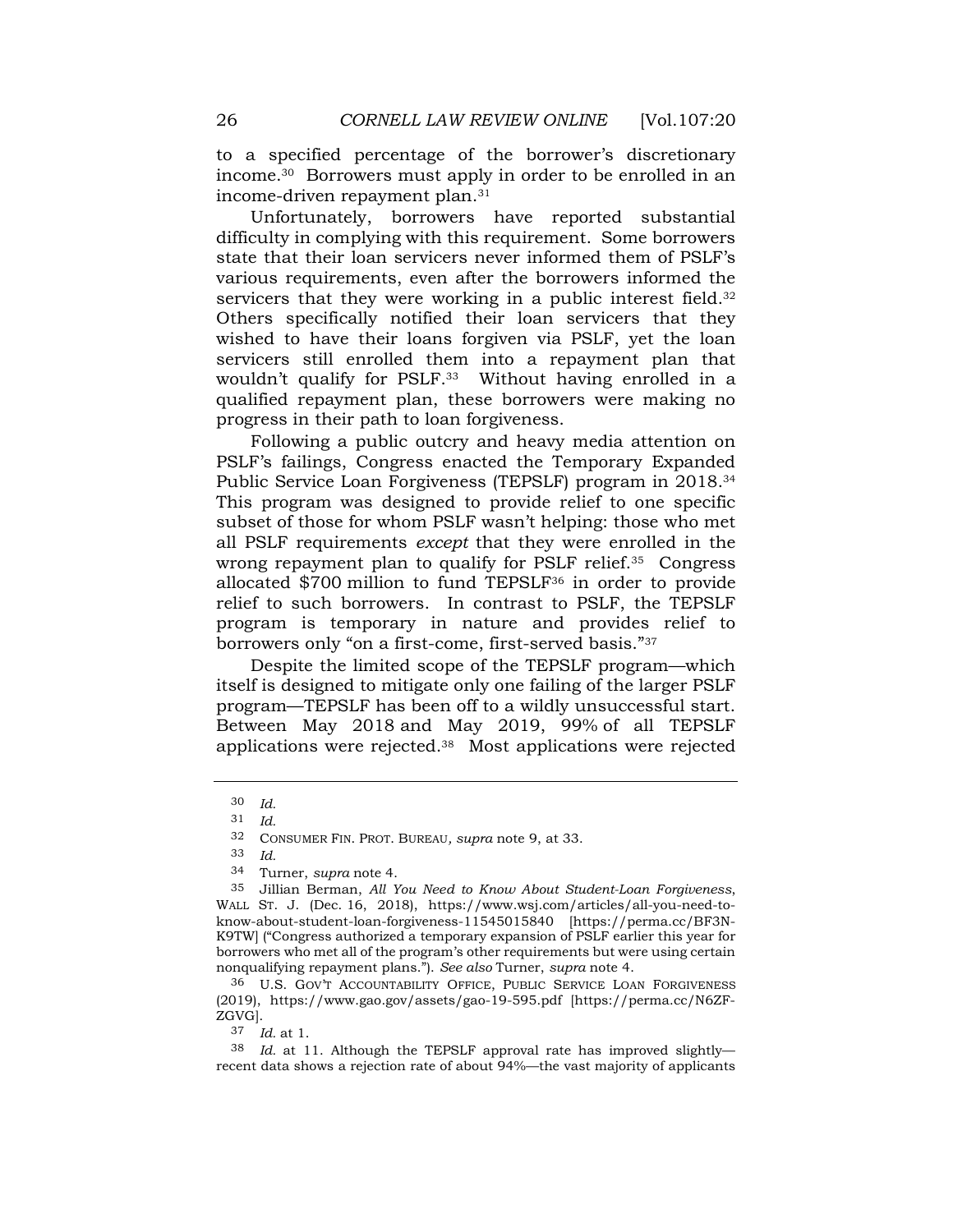to a specified percentage of the borrower's discretionary income.[30] Borrowers must apply in order to be enrolled in an income-driven repayment plan.[31]

Unfortunately, borrowers have reported substantial difficulty in complying with this requirement. Some borrowers state that their loan servicers never informed them of PSLF's various requirements, even after the borrowers informed the servicers that they were working in a public interest field.[32] Others specifically notified their loan servicers that they wished to have their loans forgiven via PSLF, yet the loan servicers still enrolled them into a repayment plan that wouldn't qualify for PSLF.[33] Without having enrolled in a qualified repayment plan, these borrowers were making no progress in their path to loan forgiveness.

Following a public outcry and heavy media attention on PSLF's failings, Congress enacted the Temporary Expanded Public Service Loan Forgiveness (TEPSLF) program in 2018.[34] This program was designed to provide relief to one specific subset of those for whom PSLF wasn't helping: those who met all PSLF requirements *except* that they were enrolled in the wrong repayment plan to qualify for PSLF relief.[35] Congress allocated $700 million to fund TEPSLF[36] in order to provide relief to such borrowers. In contrast to PSLF, the TEPSLF program is temporary in nature and provides relief to borrowers only "on a first-come, first-served basis."[37]

Despite the limited scope of the TEPSLF program—which itself is designed to mitigate only one failing of the larger PSLF program—TEPSLF has been off to a wildly unsuccessful start. Between May 2018 and May 2019, 99% of all TEPSLF applications were rejected.[38] Most applications were rejected

---

30 *Id.*

31 *Id.*

32 CONSUMER FIN. PROT. BUREAU, *supra* note 9, at 33.

33 *Id.*

34 Turner, *supra* note 4.

35 Jillian Berman, *All You Need to Know About Student-Loan Forgiveness*, WALL ST. J. (Dec. 16, 2018), https://www.wsj.com/articles/all-you-need-to-know-about-student-loan-forgiveness-11545015840 [https://perma.cc/BF3N-K9TW] ("Congress authorized a temporary expansion of PSLF earlier this year for borrowers who met all of the program's other requirements but were using certain nonqualifying repayment plans."). *See also* Turner, *supra* note 4.

36 U.S. GOV'T ACCOUNTABILITY OFFICE, PUBLIC SERVICE LOAN FORGIVENESS (2019), https://www.gao.gov/assets/gao-19-595.pdf [https://perma.cc/N6ZF-ZGVG].

37 *Id.* at 1.

38 *Id.* at 11. Although the TEPSLF approval rate has improved slightly—recent data shows a rejection rate of about 94%—the vast majority of applicants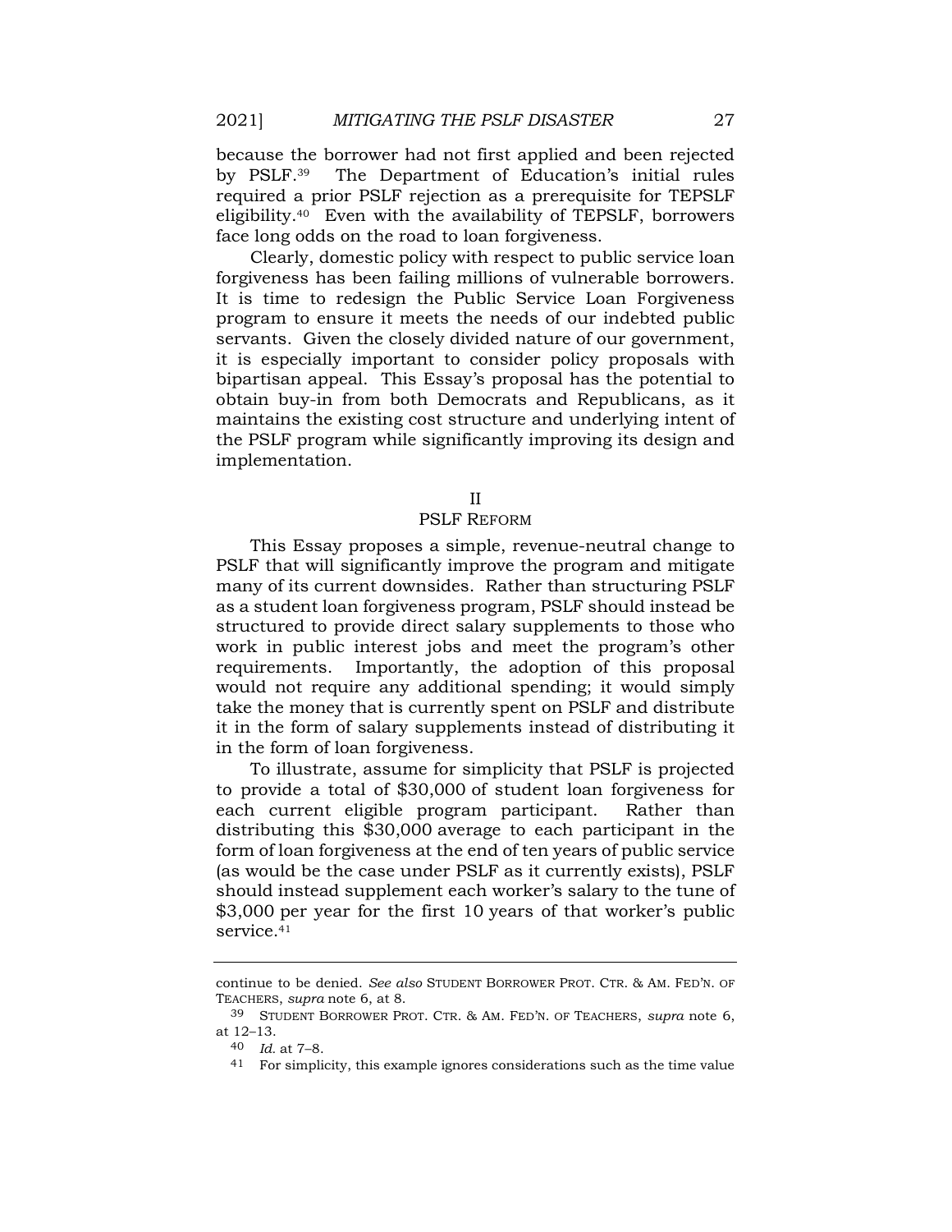because the borrower had not first applied and been rejected by PSLF.[39] The Department of Education's initial rules required a prior PSLF rejection as a prerequisite for TEPSLF eligibility.[40] Even with the availability of TEPSLF, borrowers face long odds on the road to loan forgiveness.

Clearly, domestic policy with respect to public service loan forgiveness has been failing millions of vulnerable borrowers. It is time to redesign the Public Service Loan Forgiveness program to ensure it meets the needs of our indebted public servants. Given the closely divided nature of our government, it is especially important to consider policy proposals with bipartisan appeal. This Essay's proposal has the potential to obtain buy-in from both Democrats and Republicans, as it maintains the existing cost structure and underlying intent of the PSLF program while significantly improving its design and implementation.

## II
## PSLF REFORM

This Essay proposes a simple, revenue-neutral change to PSLF that will significantly improve the program and mitigate many of its current downsides. Rather than structuring PSLF as a student loan forgiveness program, PSLF should instead be structured to provide direct salary supplements to those who work in public interest jobs and meet the program's other requirements. Importantly, the adoption of this proposal would not require any additional spending; it would simply take the money that is currently spent on PSLF and distribute it in the form of salary supplements instead of distributing it in the form of loan forgiveness.

To illustrate, assume for simplicity that PSLF is projected to provide a total of $30,000 of student loan forgiveness for each current eligible program participant. Rather than distributing this $30,000 average to each participant in the form of loan forgiveness at the end of ten years of public service (as would be the case under PSLF as it currently exists), PSLF should instead supplement each worker's salary to the tune of $3,000 per year for the first 10 years of that worker's public service.[41]

---

continue to be denied. *See also* STUDENT BORROWER PROT. CTR. & AM. FED'N. OF TEACHERS, *supra* note 6, at 8.

[39] STUDENT BORROWER PROT. CTR. & AM. FED'N. OF TEACHERS, *supra* note 6, at 12–13.

[40] *Id.* at 7–8.

[41] For simplicity, this example ignores considerations such as the time value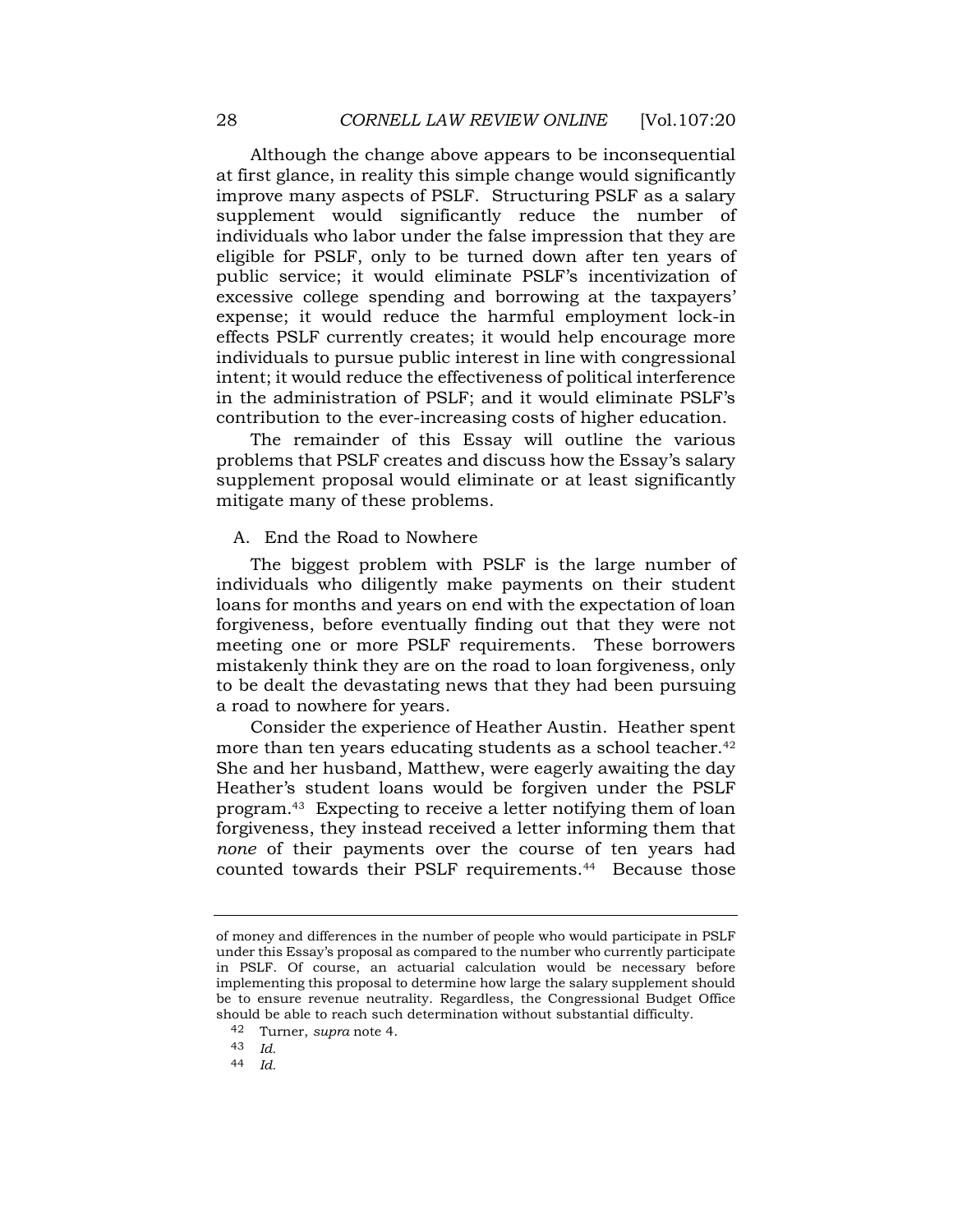Although the change above appears to be inconsequential at first glance, in reality this simple change would significantly improve many aspects of PSLF. Structuring PSLF as a salary supplement would significantly reduce the number of individuals who labor under the false impression that they are eligible for PSLF, only to be turned down after ten years of public service; it would eliminate PSLF's incentivization of excessive college spending and borrowing at the taxpayers' expense; it would reduce the harmful employment lock-in effects PSLF currently creates; it would help encourage more individuals to pursue public interest in line with congressional intent; it would reduce the effectiveness of political interference in the administration of PSLF; and it would eliminate PSLF's contribution to the ever-increasing costs of higher education.

The remainder of this Essay will outline the various problems that PSLF creates and discuss how the Essay's salary supplement proposal would eliminate or at least significantly mitigate many of these problems.

### A. End the Road to Nowhere

The biggest problem with PSLF is the large number of individuals who diligently make payments on their student loans for months and years on end with the expectation of loan forgiveness, before eventually finding out that they were not meeting one or more PSLF requirements. These borrowers mistakenly think they are on the road to loan forgiveness, only to be dealt the devastating news that they had been pursuing a road to nowhere for years.

Consider the experience of Heather Austin. Heather spent more than ten years educating students as a school teacher.[42] She and her husband, Matthew, were eagerly awaiting the day Heather's student loans would be forgiven under the PSLF program.[43] Expecting to receive a letter notifying them of loan forgiveness, they instead received a letter informing them that *none* of their payments over the course of ten years had counted towards their PSLF requirements.[44] Because those

---

of money and differences in the number of people who would participate in PSLF under this Essay's proposal as compared to the number who currently participate in PSLF. Of course, an actuarial calculation would be necessary before implementing this proposal to determine how large the salary supplement should be to ensure revenue neutrality. Regardless, the Congressional Budget Office should be able to reach such determination without substantial difficulty.

42 Turner, *supra* note 4.

43 *Id.*

44 *Id.*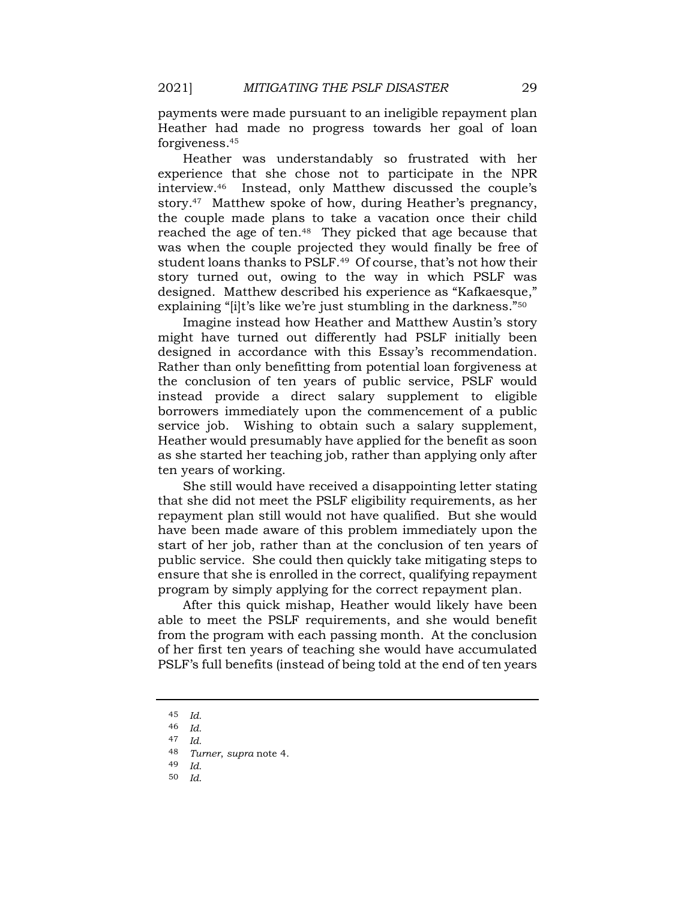payments were made pursuant to an ineligible repayment plan Heather had made no progress towards her goal of loan forgiveness.[45]

Heather was understandably so frustrated with her experience that she chose not to participate in the NPR interview.[46] Instead, only Matthew discussed the couple's story.[47] Matthew spoke of how, during Heather's pregnancy, the couple made plans to take a vacation once their child reached the age of ten.[48] They picked that age because that was when the couple projected they would finally be free of student loans thanks to PSLF.[49] Of course, that's not how their story turned out, owing to the way in which PSLF was designed. Matthew described his experience as "Kafkaesque," explaining "[i]t's like we're just stumbling in the darkness."[50]

Imagine instead how Heather and Matthew Austin's story might have turned out differently had PSLF initially been designed in accordance with this Essay's recommendation. Rather than only benefitting from potential loan forgiveness at the conclusion of ten years of public service, PSLF would instead provide a direct salary supplement to eligible borrowers immediately upon the commencement of a public service job. Wishing to obtain such a salary supplement, Heather would presumably have applied for the benefit as soon as she started her teaching job, rather than applying only after ten years of working.

She still would have received a disappointing letter stating that she did not meet the PSLF eligibility requirements, as her repayment plan still would not have qualified. But she would have been made aware of this problem immediately upon the start of her job, rather than at the conclusion of ten years of public service. She could then quickly take mitigating steps to ensure that she is enrolled in the correct, qualifying repayment program by simply applying for the correct repayment plan.

After this quick mishap, Heather would likely have been able to meet the PSLF requirements, and she would benefit from the program with each passing month. At the conclusion of her first ten years of teaching she would have accumulated PSLF's full benefits (instead of being told at the end of ten years

---

45 *Id.*

46 *Id.*

47 *Id.*

48 *Turner*, *supra* note 4.

49 *Id.*

50 *Id.*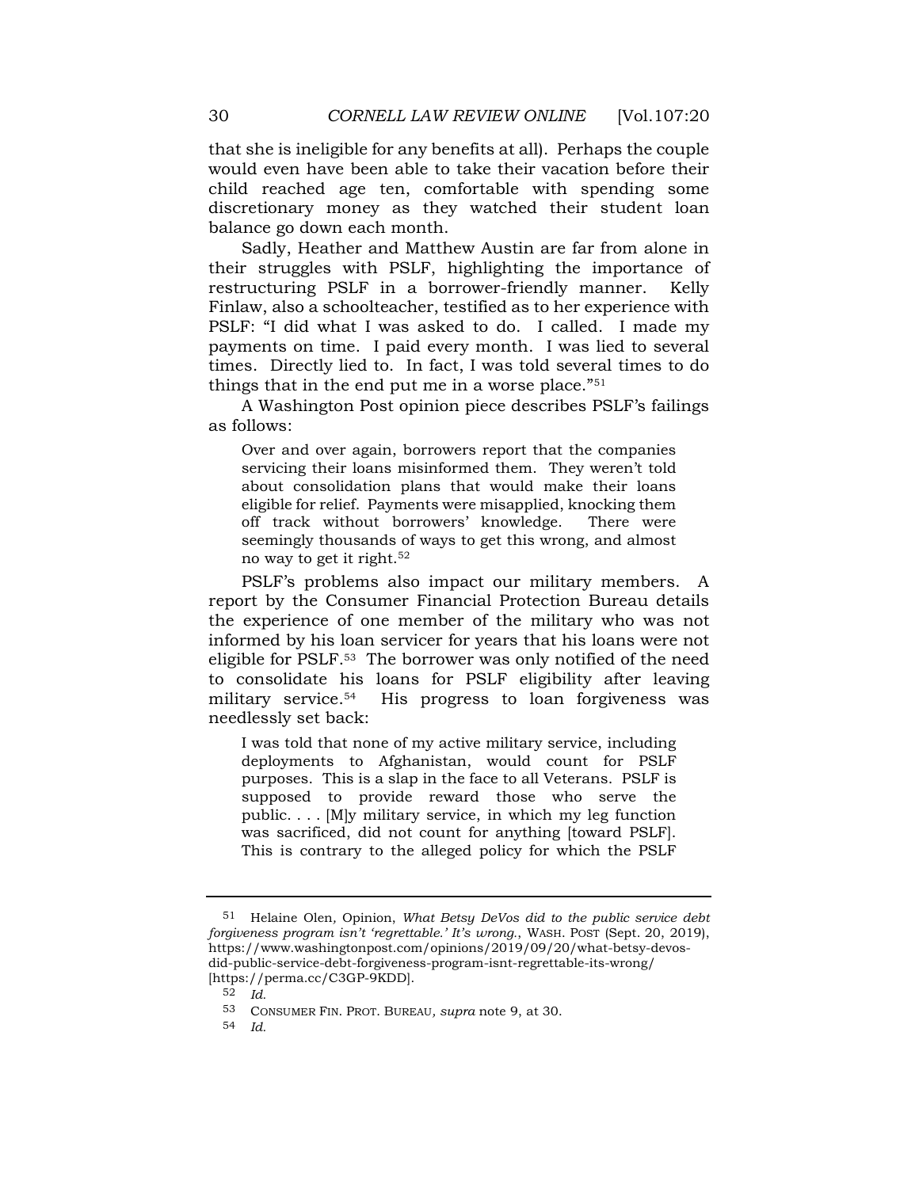that she is ineligible for any benefits at all). Perhaps the couple would even have been able to take their vacation before their child reached age ten, comfortable with spending some discretionary money as they watched their student loan balance go down each month.

Sadly, Heather and Matthew Austin are far from alone in their struggles with PSLF, highlighting the importance of restructuring PSLF in a borrower-friendly manner. Kelly Finlaw, also a schoolteacher, testified as to her experience with PSLF: "I did what I was asked to do. I called. I made my payments on time. I paid every month. I was lied to several times. Directly lied to. In fact, I was told several times to do things that in the end put me in a worse place."[51]

A Washington Post opinion piece describes PSLF's failings as follows:

> Over and over again, borrowers report that the companies servicing their loans misinformed them. They weren't told about consolidation plans that would make their loans eligible for relief. Payments were misapplied, knocking them off track without borrowers' knowledge. There were seemingly thousands of ways to get this wrong, and almost no way to get it right.[52]

PSLF's problems also impact our military members. A report by the Consumer Financial Protection Bureau details the experience of one member of the military who was not informed by his loan servicer for years that his loans were not eligible for PSLF.[53] The borrower was only notified of the need to consolidate his loans for PSLF eligibility after leaving military service.[54] His progress to loan forgiveness was needlessly set back:

> I was told that none of my active military service, including deployments to Afghanistan, would count for PSLF purposes. This is a slap in the face to all Veterans. PSLF is supposed to provide reward those who serve the public. . . . [M]y military service, in which my leg function was sacrificed, did not count for anything [toward PSLF]. This is contrary to the alleged policy for which the PSLF

---

51 Helaine Olen, Opinion, *What Betsy DeVos did to the public service debt forgiveness program isn't 'regrettable.' It's wrong.*, WASH. POST (Sept. 20, 2019), https://www.washingtonpost.com/opinions/2019/09/20/what-betsy-devos-did-public-service-debt-forgiveness-program-isnt-regrettable-its-wrong/ [https://perma.cc/C3GP-9KDD].

52 *Id.*

53 CONSUMER FIN. PROT. BUREAU, *supra* note 9, at 30.

54 *Id.*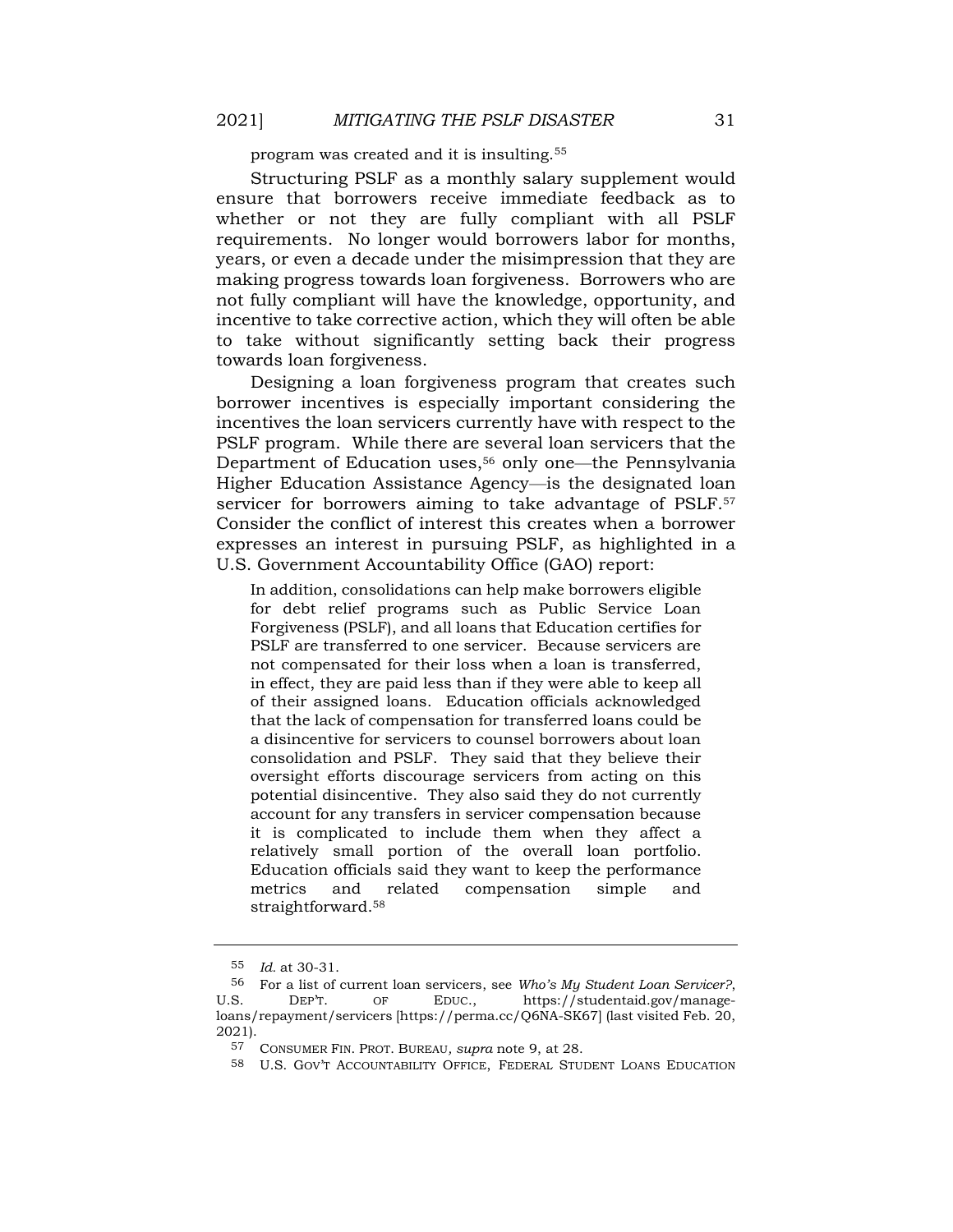program was created and it is insulting.[55]

Structuring PSLF as a monthly salary supplement would ensure that borrowers receive immediate feedback as to whether or not they are fully compliant with all PSLF requirements. No longer would borrowers labor for months, years, or even a decade under the misimpression that they are making progress towards loan forgiveness. Borrowers who are not fully compliant will have the knowledge, opportunity, and incentive to take corrective action, which they will often be able to take without significantly setting back their progress towards loan forgiveness.

Designing a loan forgiveness program that creates such borrower incentives is especially important considering the incentives the loan servicers currently have with respect to the PSLF program. While there are several loan servicers that the Department of Education uses,[56] only one—the Pennsylvania Higher Education Assistance Agency—is the designated loan servicer for borrowers aiming to take advantage of PSLF.[57] Consider the conflict of interest this creates when a borrower expresses an interest in pursuing PSLF, as highlighted in a U.S. Government Accountability Office (GAO) report:

> In addition, consolidations can help make borrowers eligible for debt relief programs such as Public Service Loan Forgiveness (PSLF), and all loans that Education certifies for PSLF are transferred to one servicer. Because servicers are not compensated for their loss when a loan is transferred, in effect, they are paid less than if they were able to keep all of their assigned loans. Education officials acknowledged that the lack of compensation for transferred loans could be a disincentive for servicers to counsel borrowers about loan consolidation and PSLF. They said that they believe their oversight efforts discourage servicers from acting on this potential disincentive. They also said they do not currently account for any transfers in servicer compensation because it is complicated to include them when they affect a relatively small portion of the overall loan portfolio. Education officials said they want to keep the performance metrics and related compensation simple and straightforward.[58]

---

[55] *Id.* at 30-31.

[56] For a list of current loan servicers, see *Who's My Student Loan Servicer?*, U.S. DEP'T. OF EDUC., https://studentaid.gov/manage-loans/repayment/servicers [https://perma.cc/Q6NA-SK67] (last visited Feb. 20, 2021).

[57] CONSUMER FIN. PROT. BUREAU, *supra* note 9, at 28.

[58] U.S. GOV'T ACCOUNTABILITY OFFICE, FEDERAL STUDENT LOANS EDUCATION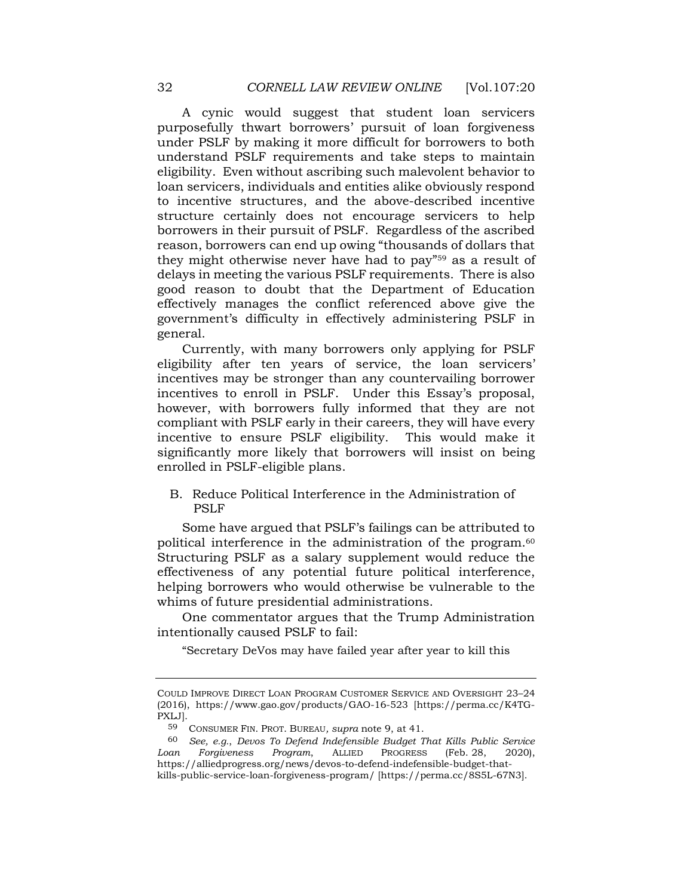A cynic would suggest that student loan servicers purposefully thwart borrowers' pursuit of loan forgiveness under PSLF by making it more difficult for borrowers to both understand PSLF requirements and take steps to maintain eligibility. Even without ascribing such malevolent behavior to loan servicers, individuals and entities alike obviously respond to incentive structures, and the above-described incentive structure certainly does not encourage servicers to help borrowers in their pursuit of PSLF. Regardless of the ascribed reason, borrowers can end up owing "thousands of dollars that they might otherwise never have had to pay"[59] as a result of delays in meeting the various PSLF requirements. There is also good reason to doubt that the Department of Education effectively manages the conflict referenced above give the government's difficulty in effectively administering PSLF in general.

Currently, with many borrowers only applying for PSLF eligibility after ten years of service, the loan servicers' incentives may be stronger than any countervailing borrower incentives to enroll in PSLF. Under this Essay's proposal, however, with borrowers fully informed that they are not compliant with PSLF early in their careers, they will have every incentive to ensure PSLF eligibility. This would make it significantly more likely that borrowers will insist on being enrolled in PSLF-eligible plans.

### B. Reduce Political Interference in the Administration of PSLF

Some have argued that PSLF's failings can be attributed to political interference in the administration of the program.[60] Structuring PSLF as a salary supplement would reduce the effectiveness of any potential future political interference, helping borrowers who would otherwise be vulnerable to the whims of future presidential administrations.

One commentator argues that the Trump Administration intentionally caused PSLF to fail:

"Secretary DeVos may have failed year after year to kill this

---

COULD IMPROVE DIRECT LOAN PROGRAM CUSTOMER SERVICE AND OVERSIGHT 23–24 (2016), https://www.gao.gov/products/GAO-16-523 [https://perma.cc/K4TG-PXLJ].

59 CONSUMER FIN. PROT. BUREAU, *supra* note 9, at 41.

60 *See, e.g.*, *Devos To Defend Indefensible Budget That Kills Public Service Loan Forgiveness Program*, ALLIED PROGRESS (Feb. 28, 2020), https://alliedprogress.org/news/devos-to-defend-indefensible-budget-that-kills-public-service-loan-forgiveness-program/ [https://perma.cc/8S5L-67N3].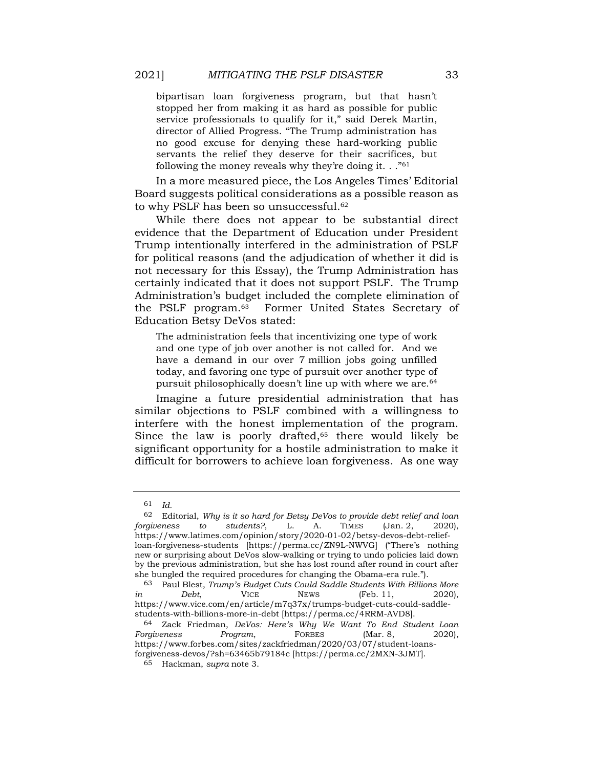bipartisan loan forgiveness program, but that hasn't stopped her from making it as hard as possible for public service professionals to qualify for it," said Derek Martin, director of Allied Progress. "The Trump administration has no good excuse for denying these hard-working public servants the relief they deserve for their sacrifices, but following the money reveals why they're doing it. . ."[61]

In a more measured piece, the Los Angeles Times' Editorial Board suggests political considerations as a possible reason as to why PSLF has been so unsuccessful.[62]

While there does not appear to be substantial direct evidence that the Department of Education under President Trump intentionally interfered in the administration of PSLF for political reasons (and the adjudication of whether it did is not necessary for this Essay), the Trump Administration has certainly indicated that it does not support PSLF. The Trump Administration's budget included the complete elimination of the PSLF program.[63] Former United States Secretary of Education Betsy DeVos stated:

> The administration feels that incentivizing one type of work and one type of job over another is not called for. And we have a demand in our over 7 million jobs going unfilled today, and favoring one type of pursuit over another type of pursuit philosophically doesn't line up with where we are.[64]

Imagine a future presidential administration that has similar objections to PSLF combined with a willingness to interfere with the honest implementation of the program. Since the law is poorly drafted,[65] there would likely be significant opportunity for a hostile administration to make it difficult for borrowers to achieve loan forgiveness. As one way

---

[61] *Id.*

[62] Editorial, *Why is it so hard for Betsy DeVos to provide debt relief and loan forgiveness to students?*, L. A. TIMES (Jan. 2, 2020), https://www.latimes.com/opinion/story/2020-01-02/betsy-devos-debt-relief-loan-forgiveness-students [https://perma.cc/ZN9L-NWVG] ("There's nothing new or surprising about DeVos slow-walking or trying to undo policies laid down by the previous administration, but she has lost round after round in court after she bungled the required procedures for changing the Obama-era rule.").

[63] Paul Blest, *Trump's Budget Cuts Could Saddle Students With Billions More in Debt*, VICE NEWS (Feb. 11, 2020), https://www.vice.com/en/article/m7q37x/trumps-budget-cuts-could-saddle-students-with-billions-more-in-debt [https://perma.cc/4RRM-AVD8].

[64] Zack Friedman, *DeVos: Here's Why We Want To End Student Loan Forgiveness Program*, FORBES (Mar. 8, 2020), https://www.forbes.com/sites/zackfriedman/2020/03/07/student-loans-forgiveness-devos/?sh=63465b79184c [https://perma.cc/2MXN-3JMT].

[65] Hackman, *supra* note 3.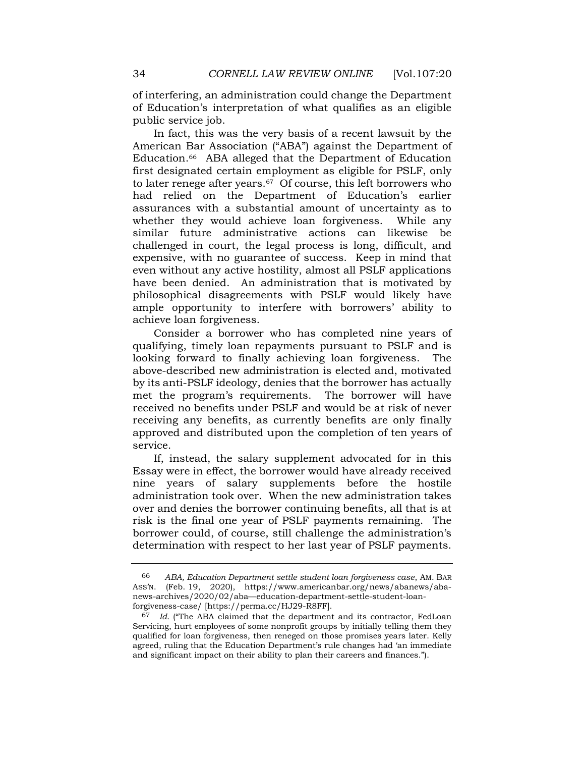of interfering, an administration could change the Department of Education's interpretation of what qualifies as an eligible public service job.

In fact, this was the very basis of a recent lawsuit by the American Bar Association ("ABA") against the Department of Education.[66] ABA alleged that the Department of Education first designated certain employment as eligible for PSLF, only to later renege after years.[67] Of course, this left borrowers who had relied on the Department of Education's earlier assurances with a substantial amount of uncertainty as to whether they would achieve loan forgiveness. While any similar future administrative actions can likewise be challenged in court, the legal process is long, difficult, and expensive, with no guarantee of success. Keep in mind that even without any active hostility, almost all PSLF applications have been denied. An administration that is motivated by philosophical disagreements with PSLF would likely have ample opportunity to interfere with borrowers' ability to achieve loan forgiveness.

Consider a borrower who has completed nine years of qualifying, timely loan repayments pursuant to PSLF and is looking forward to finally achieving loan forgiveness. The above-described new administration is elected and, motivated by its anti-PSLF ideology, denies that the borrower has actually met the program's requirements. The borrower will have received no benefits under PSLF and would be at risk of never receiving any benefits, as currently benefits are only finally approved and distributed upon the completion of ten years of service.

If, instead, the salary supplement advocated for in this Essay were in effect, the borrower would have already received nine years of salary supplements before the hostile administration took over. When the new administration takes over and denies the borrower continuing benefits, all that is at risk is the final one year of PSLF payments remaining. The borrower could, of course, still challenge the administration's determination with respect to her last year of PSLF payments.

---

[66] *ABA, Education Department settle student loan forgiveness case*, AM. BAR ASS'N. (Feb. 19, 2020), https://www.americanbar.org/news/abanews/aba-news-archives/2020/02/aba—education-department-settle-student-loan-forgiveness-case/ [https://perma.cc/HJ29-R8FF].

[67] *Id.* ("The ABA claimed that the department and its contractor, FedLoan Servicing, hurt employees of some nonprofit groups by initially telling them they qualified for loan forgiveness, then reneged on those promises years later. Kelly agreed, ruling that the Education Department's rule changes had 'an immediate and significant impact on their ability to plan their careers and finances.'").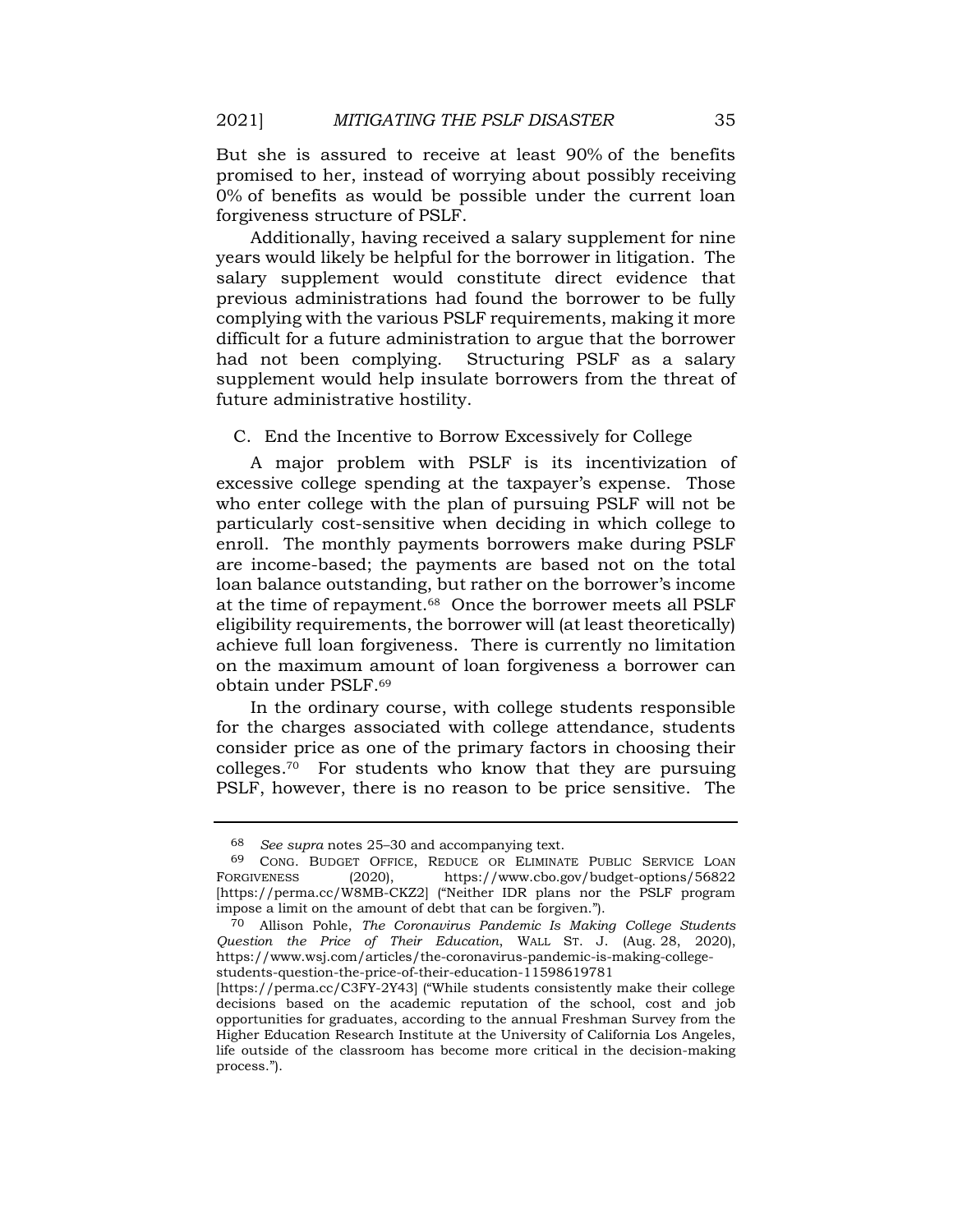But she is assured to receive at least 90% of the benefits promised to her, instead of worrying about possibly receiving 0% of benefits as would be possible under the current loan forgiveness structure of PSLF.

Additionally, having received a salary supplement for nine years would likely be helpful for the borrower in litigation. The salary supplement would constitute direct evidence that previous administrations had found the borrower to be fully complying with the various PSLF requirements, making it more difficult for a future administration to argue that the borrower had not been complying. Structuring PSLF as a salary supplement would help insulate borrowers from the threat of future administrative hostility.

### C. End the Incentive to Borrow Excessively for College

A major problem with PSLF is its incentivization of excessive college spending at the taxpayer's expense. Those who enter college with the plan of pursuing PSLF will not be particularly cost-sensitive when deciding in which college to enroll. The monthly payments borrowers make during PSLF are income-based; the payments are based not on the total loan balance outstanding, but rather on the borrower's income at the time of repayment.[68] Once the borrower meets all PSLF eligibility requirements, the borrower will (at least theoretically) achieve full loan forgiveness. There is currently no limitation on the maximum amount of loan forgiveness a borrower can obtain under PSLF.[69]

In the ordinary course, with college students responsible for the charges associated with college attendance, students consider price as one of the primary factors in choosing their colleges.[70] For students who know that they are pursuing PSLF, however, there is no reason to be price sensitive. The

---

[68] *See supra* notes 25–30 and accompanying text.

[69] CONG. BUDGET OFFICE, REDUCE OR ELIMINATE PUBLIC SERVICE LOAN FORGIVENESS (2020), https://www.cbo.gov/budget-options/56822 [https://perma.cc/W8MB-CKZ2] ("Neither IDR plans nor the PSLF program impose a limit on the amount of debt that can be forgiven.").

[70] Allison Pohle, *The Coronavirus Pandemic Is Making College Students Question the Price of Their Education*, WALL ST. J. (Aug. 28, 2020), https://www.wsj.com/articles/the-coronavirus-pandemic-is-making-college-students-question-the-price-of-their-education-11598619781 [https://perma.cc/C3FY-2Y43] ("While students consistently make their college decisions based on the academic reputation of the school, cost and job opportunities for graduates, according to the annual Freshman Survey from the Higher Education Research Institute at the University of California Los Angeles, life outside of the classroom has become more critical in the decision-making process.").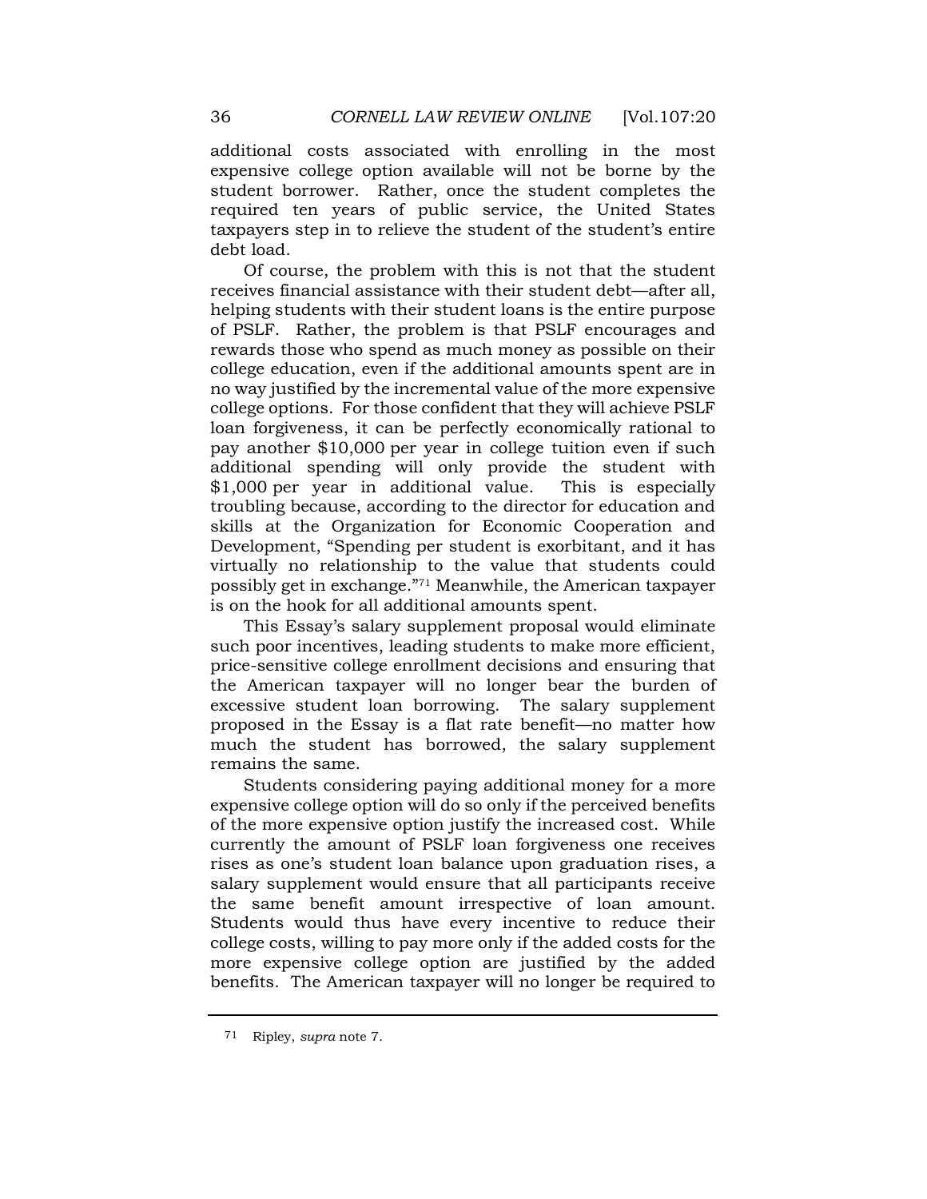additional costs associated with enrolling in the most expensive college option available will not be borne by the student borrower. Rather, once the student completes the required ten years of public service, the United States taxpayers step in to relieve the student of the student's entire debt load.

Of course, the problem with this is not that the student receives financial assistance with their student debt—after all, helping students with their student loans is the entire purpose of PSLF. Rather, the problem is that PSLF encourages and rewards those who spend as much money as possible on their college education, even if the additional amounts spent are in no way justified by the incremental value of the more expensive college options. For those confident that they will achieve PSLF loan forgiveness, it can be perfectly economically rational to pay another $10,000 per year in college tuition even if such additional spending will only provide the student with $1,000 per year in additional value. This is especially troubling because, according to the director for education and skills at the Organization for Economic Cooperation and Development, "Spending per student is exorbitant, and it has virtually no relationship to the value that students could possibly get in exchange."[71] Meanwhile, the American taxpayer is on the hook for all additional amounts spent.

This Essay's salary supplement proposal would eliminate such poor incentives, leading students to make more efficient, price-sensitive college enrollment decisions and ensuring that the American taxpayer will no longer bear the burden of excessive student loan borrowing. The salary supplement proposed in the Essay is a flat rate benefit—no matter how much the student has borrowed, the salary supplement remains the same.

Students considering paying additional money for a more expensive college option will do so only if the perceived benefits of the more expensive option justify the increased cost. While currently the amount of PSLF loan forgiveness one receives rises as one's student loan balance upon graduation rises, a salary supplement would ensure that all participants receive the same benefit amount irrespective of loan amount. Students would thus have every incentive to reduce their college costs, willing to pay more only if the added costs for the more expensive college option are justified by the added benefits. The American taxpayer will no longer be required to

[71] Ripley, *supra* note 7.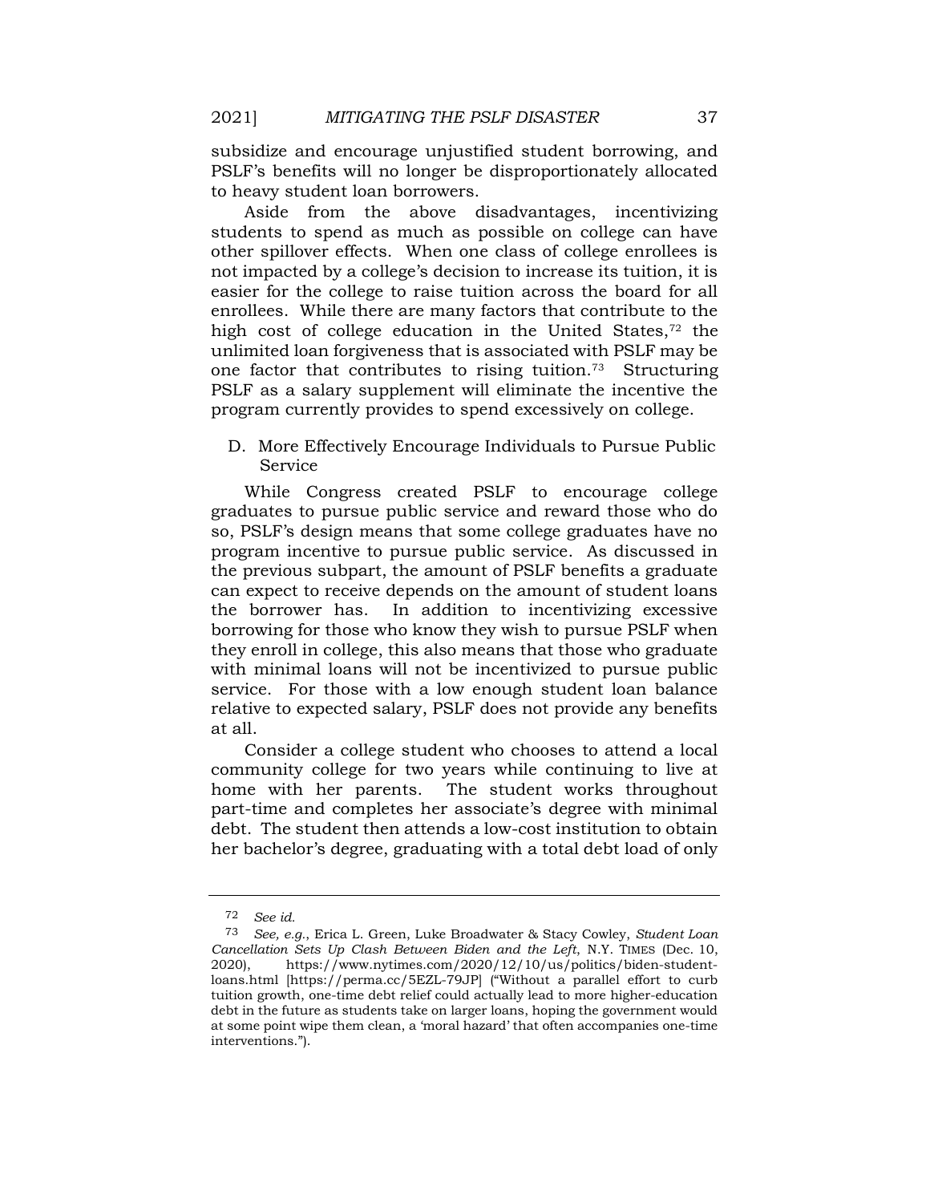subsidize and encourage unjustified student borrowing, and PSLF's benefits will no longer be disproportionately allocated to heavy student loan borrowers.

Aside from the above disadvantages, incentivizing students to spend as much as possible on college can have other spillover effects. When one class of college enrollees is not impacted by a college's decision to increase its tuition, it is easier for the college to raise tuition across the board for all enrollees. While there are many factors that contribute to the high cost of college education in the United States,[72] the unlimited loan forgiveness that is associated with PSLF may be one factor that contributes to rising tuition.[73] Structuring PSLF as a salary supplement will eliminate the incentive the program currently provides to spend excessively on college.

### D. More Effectively Encourage Individuals to Pursue Public Service

While Congress created PSLF to encourage college graduates to pursue public service and reward those who do so, PSLF's design means that some college graduates have no program incentive to pursue public service. As discussed in the previous subpart, the amount of PSLF benefits a graduate can expect to receive depends on the amount of student loans the borrower has. In addition to incentivizing excessive borrowing for those who know they wish to pursue PSLF when they enroll in college, this also means that those who graduate with minimal loans will not be incentivized to pursue public service. For those with a low enough student loan balance relative to expected salary, PSLF does not provide any benefits at all.

Consider a college student who chooses to attend a local community college for two years while continuing to live at home with her parents. The student works throughout part-time and completes her associate's degree with minimal debt. The student then attends a low-cost institution to obtain her bachelor's degree, graduating with a total debt load of only

---

72 *See id.*

73 *See, e.g.*, Erica L. Green, Luke Broadwater & Stacy Cowley, *Student Loan Cancellation Sets Up Clash Between Biden and the Left*, N.Y. TIMES (Dec. 10, 2020), https://www.nytimes.com/2020/12/10/us/politics/biden-student-loans.html [https://perma.cc/5EZL-79JP] ("Without a parallel effort to curb tuition growth, one-time debt relief could actually lead to more higher-education debt in the future as students take on larger loans, hoping the government would at some point wipe them clean, a 'moral hazard' that often accompanies one-time interventions.").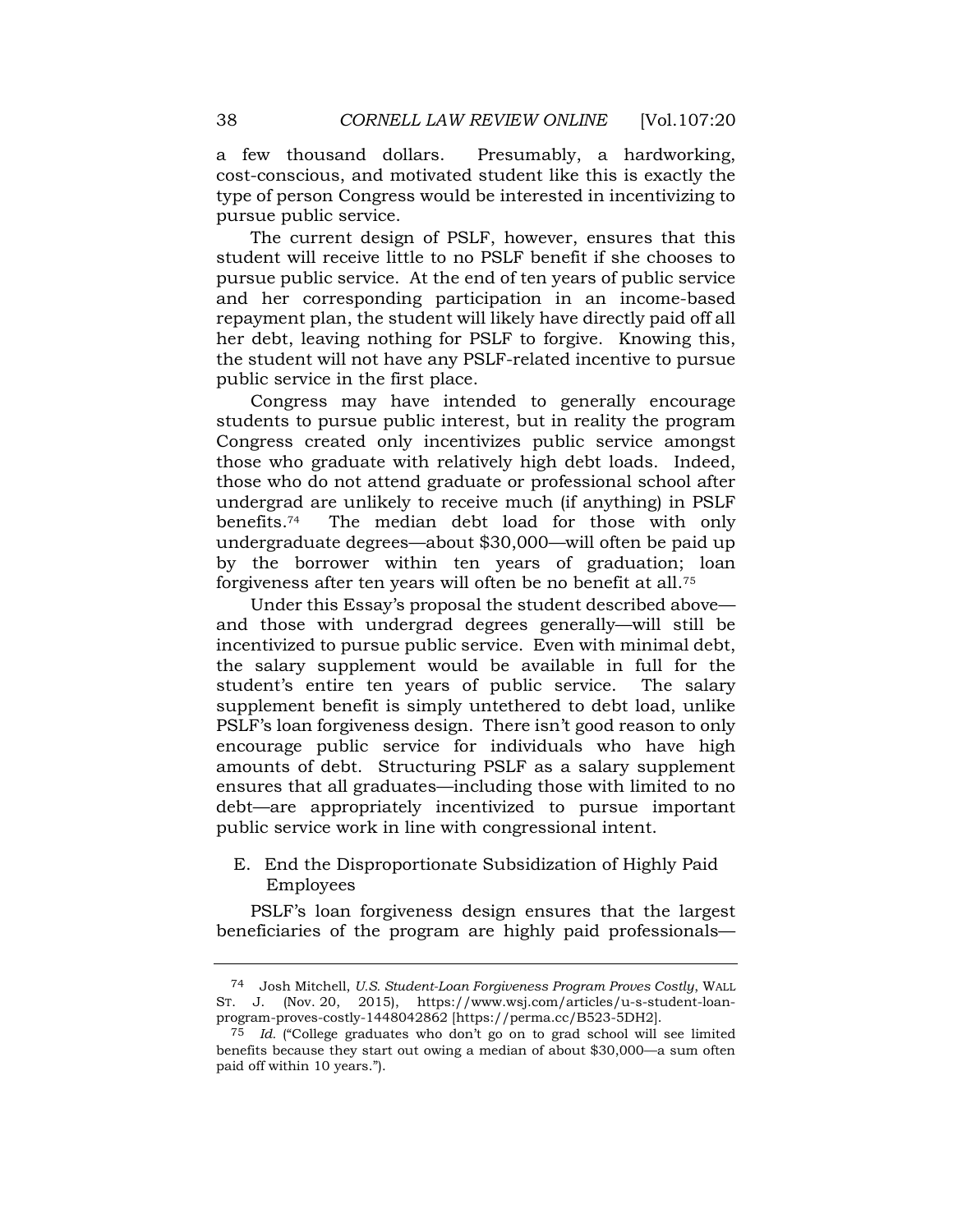a few thousand dollars. Presumably, a hardworking, cost-conscious, and motivated student like this is exactly the type of person Congress would be interested in incentivizing to pursue public service.

The current design of PSLF, however, ensures that this student will receive little to no PSLF benefit if she chooses to pursue public service. At the end of ten years of public service and her corresponding participation in an income-based repayment plan, the student will likely have directly paid off all her debt, leaving nothing for PSLF to forgive. Knowing this, the student will not have any PSLF-related incentive to pursue public service in the first place.

Congress may have intended to generally encourage students to pursue public interest, but in reality the program Congress created only incentivizes public service amongst those who graduate with relatively high debt loads. Indeed, those who do not attend graduate or professional school after undergrad are unlikely to receive much (if anything) in PSLF benefits.[74] The median debt load for those with only undergraduate degrees—about $30,000—will often be paid up by the borrower within ten years of graduation; loan forgiveness after ten years will often be no benefit at all.[75]

Under this Essay's proposal the student described above—and those with undergrad degrees generally—will still be incentivized to pursue public service. Even with minimal debt, the salary supplement would be available in full for the student's entire ten years of public service. The salary supplement benefit is simply untethered to debt load, unlike PSLF's loan forgiveness design. There isn't good reason to only encourage public service for individuals who have high amounts of debt. Structuring PSLF as a salary supplement ensures that all graduates—including those with limited to no debt—are appropriately incentivized to pursue important public service work in line with congressional intent.

### E. End the Disproportionate Subsidization of Highly Paid Employees

PSLF's loan forgiveness design ensures that the largest beneficiaries of the program are highly paid professionals—

---

[74] Josh Mitchell, *U.S. Student-Loan Forgiveness Program Proves Costly*, WALL ST. J. (Nov. 20, 2015), https://www.wsj.com/articles/u-s-student-loan-program-proves-costly-1448042862 [https://perma.cc/B523-5DH2].

[75] *Id.* ("College graduates who don't go on to grad school will see limited benefits because they start out owing a median of about $30,000—a sum often paid off within 10 years.").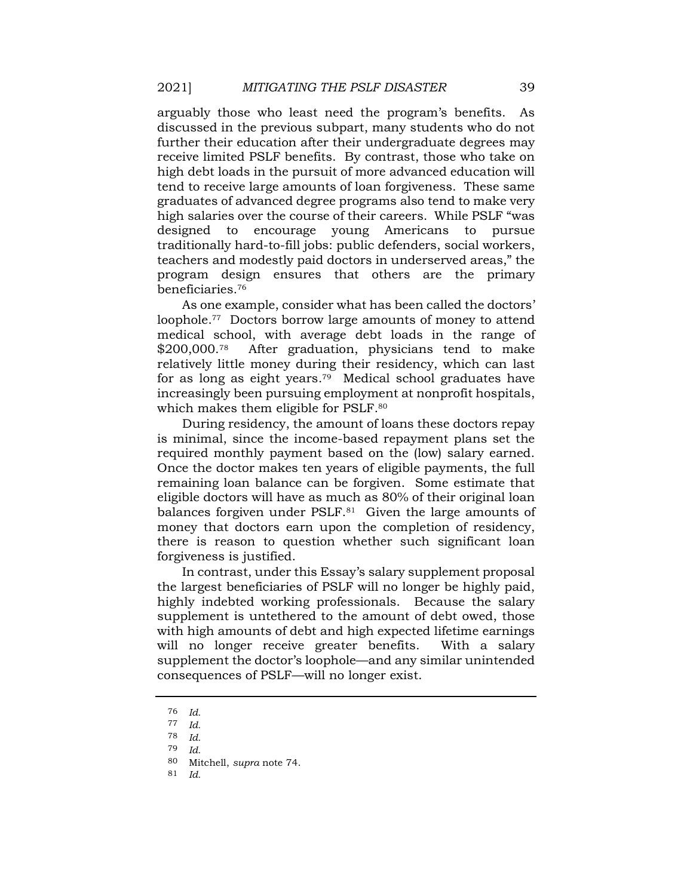arguably those who least need the program's benefits. As discussed in the previous subpart, many students who do not further their education after their undergraduate degrees may receive limited PSLF benefits. By contrast, those who take on high debt loads in the pursuit of more advanced education will tend to receive large amounts of loan forgiveness. These same graduates of advanced degree programs also tend to make very high salaries over the course of their careers. While PSLF "was designed to encourage young Americans to pursue traditionally hard-to-fill jobs: public defenders, social workers, teachers and modestly paid doctors in underserved areas," the program design ensures that others are the primary beneficiaries.[76]

As one example, consider what has been called the doctors' loophole.[77] Doctors borrow large amounts of money to attend medical school, with average debt loads in the range of $200,000.[78] After graduation, physicians tend to make relatively little money during their residency, which can last for as long as eight years.[79] Medical school graduates have increasingly been pursuing employment at nonprofit hospitals, which makes them eligible for PSLF.[80]

During residency, the amount of loans these doctors repay is minimal, since the income-based repayment plans set the required monthly payment based on the (low) salary earned. Once the doctor makes ten years of eligible payments, the full remaining loan balance can be forgiven. Some estimate that eligible doctors will have as much as 80% of their original loan balances forgiven under PSLF.[81] Given the large amounts of money that doctors earn upon the completion of residency, there is reason to question whether such significant loan forgiveness is justified.

In contrast, under this Essay's salary supplement proposal the largest beneficiaries of PSLF will no longer be highly paid, highly indebted working professionals. Because the salary supplement is untethered to the amount of debt owed, those with high amounts of debt and high expected lifetime earnings will no longer receive greater benefits. With a salary supplement the doctor's loophole—and any similar unintended consequences of PSLF—will no longer exist.

---

76 *Id.*

77 *Id.*

78 *Id.*

79 *Id.*

80 Mitchell, *supra* note 74.

81 *Id.*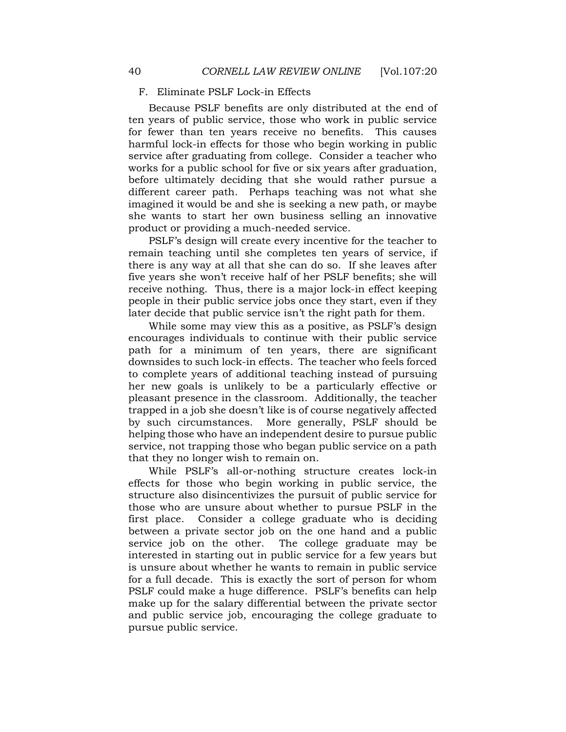### F. Eliminate PSLF Lock-in Effects

Because PSLF benefits are only distributed at the end of ten years of public service, those who work in public service for fewer than ten years receive no benefits. This causes harmful lock-in effects for those who begin working in public service after graduating from college. Consider a teacher who works for a public school for five or six years after graduation, before ultimately deciding that she would rather pursue a different career path. Perhaps teaching was not what she imagined it would be and she is seeking a new path, or maybe she wants to start her own business selling an innovative product or providing a much-needed service.

PSLF's design will create every incentive for the teacher to remain teaching until she completes ten years of service, if there is any way at all that she can do so. If she leaves after five years she won't receive half of her PSLF benefits; she will receive nothing. Thus, there is a major lock-in effect keeping people in their public service jobs once they start, even if they later decide that public service isn't the right path for them.

While some may view this as a positive, as PSLF's design encourages individuals to continue with their public service path for a minimum of ten years, there are significant downsides to such lock-in effects. The teacher who feels forced to complete years of additional teaching instead of pursuing her new goals is unlikely to be a particularly effective or pleasant presence in the classroom. Additionally, the teacher trapped in a job she doesn't like is of course negatively affected by such circumstances. More generally, PSLF should be helping those who have an independent desire to pursue public service, not trapping those who began public service on a path that they no longer wish to remain on.

While PSLF's all-or-nothing structure creates lock-in effects for those who begin working in public service, the structure also disincentivizes the pursuit of public service for those who are unsure about whether to pursue PSLF in the first place. Consider a college graduate who is deciding between a private sector job on the one hand and a public service job on the other. The college graduate may be interested in starting out in public service for a few years but is unsure about whether he wants to remain in public service for a full decade. This is exactly the sort of person for whom PSLF could make a huge difference. PSLF's benefits can help make up for the salary differential between the private sector and public service job, encouraging the college graduate to pursue public service.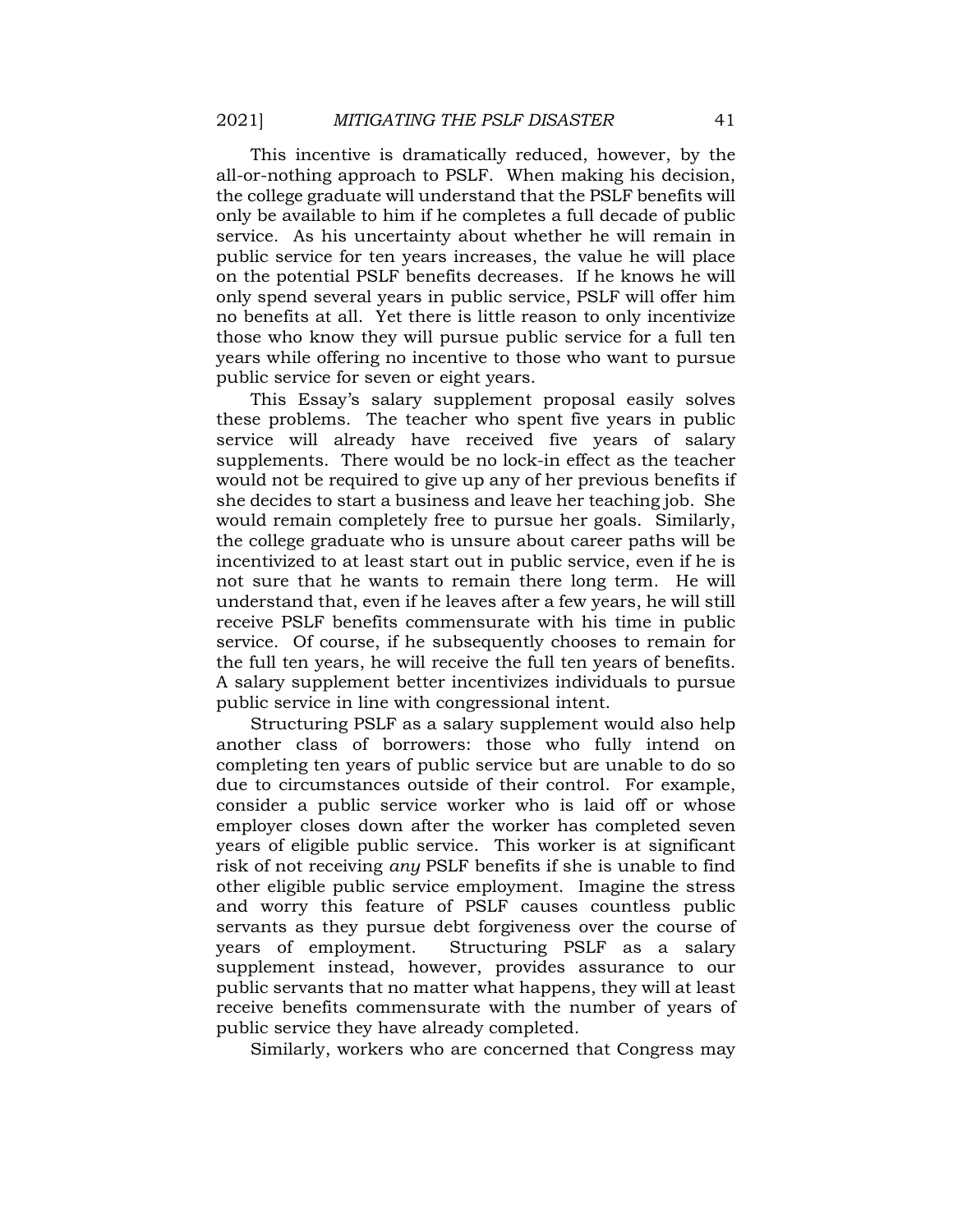This incentive is dramatically reduced, however, by the all-or-nothing approach to PSLF. When making his decision, the college graduate will understand that the PSLF benefits will only be available to him if he completes a full decade of public service. As his uncertainty about whether he will remain in public service for ten years increases, the value he will place on the potential PSLF benefits decreases. If he knows he will only spend several years in public service, PSLF will offer him no benefits at all. Yet there is little reason to only incentivize those who know they will pursue public service for a full ten years while offering no incentive to those who want to pursue public service for seven or eight years.

This Essay's salary supplement proposal easily solves these problems. The teacher who spent five years in public service will already have received five years of salary supplements. There would be no lock-in effect as the teacher would not be required to give up any of her previous benefits if she decides to start a business and leave her teaching job. She would remain completely free to pursue her goals. Similarly, the college graduate who is unsure about career paths will be incentivized to at least start out in public service, even if he is not sure that he wants to remain there long term. He will understand that, even if he leaves after a few years, he will still receive PSLF benefits commensurate with his time in public service. Of course, if he subsequently chooses to remain for the full ten years, he will receive the full ten years of benefits. A salary supplement better incentivizes individuals to pursue public service in line with congressional intent.

Structuring PSLF as a salary supplement would also help another class of borrowers: those who fully intend on completing ten years of public service but are unable to do so due to circumstances outside of their control. For example, consider a public service worker who is laid off or whose employer closes down after the worker has completed seven years of eligible public service. This worker is at significant risk of not receiving *any* PSLF benefits if she is unable to find other eligible public service employment. Imagine the stress and worry this feature of PSLF causes countless public servants as they pursue debt forgiveness over the course of years of employment. Structuring PSLF as a salary supplement instead, however, provides assurance to our public servants that no matter what happens, they will at least receive benefits commensurate with the number of years of public service they have already completed.

Similarly, workers who are concerned that Congress may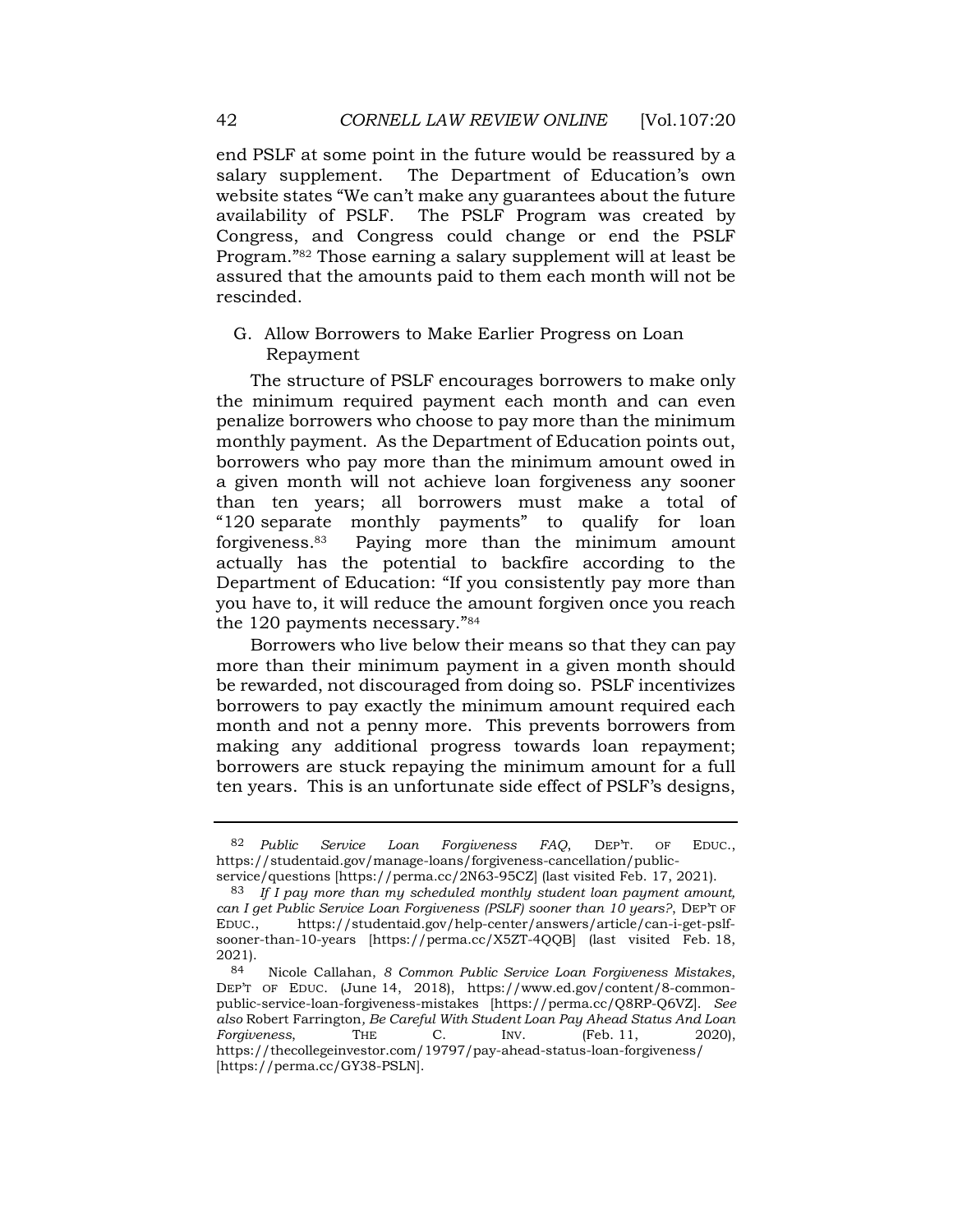end PSLF at some point in the future would be reassured by a salary supplement. The Department of Education's own website states "We can't make any guarantees about the future availability of PSLF. The PSLF Program was created by Congress, and Congress could change or end the PSLF Program."[82] Those earning a salary supplement will at least be assured that the amounts paid to them each month will not be rescinded.

## G. Allow Borrowers to Make Earlier Progress on Loan Repayment

The structure of PSLF encourages borrowers to make only the minimum required payment each month and can even penalize borrowers who choose to pay more than the minimum monthly payment. As the Department of Education points out, borrowers who pay more than the minimum amount owed in a given month will not achieve loan forgiveness any sooner than ten years; all borrowers must make a total of "120 separate monthly payments" to qualify for loan forgiveness.[83] Paying more than the minimum amount actually has the potential to backfire according to the Department of Education: "If you consistently pay more than you have to, it will reduce the amount forgiven once you reach the 120 payments necessary."[84]

Borrowers who live below their means so that they can pay more than their minimum payment in a given month should be rewarded, not discouraged from doing so. PSLF incentivizes borrowers to pay exactly the minimum amount required each month and not a penny more. This prevents borrowers from making any additional progress towards loan repayment; borrowers are stuck repaying the minimum amount for a full ten years. This is an unfortunate side effect of PSLF's designs,

---

[82] *Public Service Loan Forgiveness FAQ*, DEP'T. OF EDUC., https://studentaid.gov/manage-loans/forgiveness-cancellation/public-service/questions [https://perma.cc/2N63-95CZ] (last visited Feb. 17, 2021).

[83] *If I pay more than my scheduled monthly student loan payment amount, can I get Public Service Loan Forgiveness (PSLF) sooner than 10 years?*, DEP'T OF EDUC., https://studentaid.gov/help-center/answers/article/can-i-get-pslf-sooner-than-10-years [https://perma.cc/X5ZT-4QQB] (last visited Feb. 18, 2021).

[84] Nicole Callahan, *8 Common Public Service Loan Forgiveness Mistakes*, DEP'T OF EDUC. (June 14, 2018), https://www.ed.gov/content/8-common-public-service-loan-forgiveness-mistakes [https://perma.cc/Q8RP-Q6VZ]. *See also* Robert Farrington, *Be Careful With Student Loan Pay Ahead Status And Loan Forgiveness*, THE C. INV. (Feb. 11, 2020), https://thecollegeinvestor.com/19797/pay-ahead-status-loan-forgiveness/ [https://perma.cc/GY38-PSLN].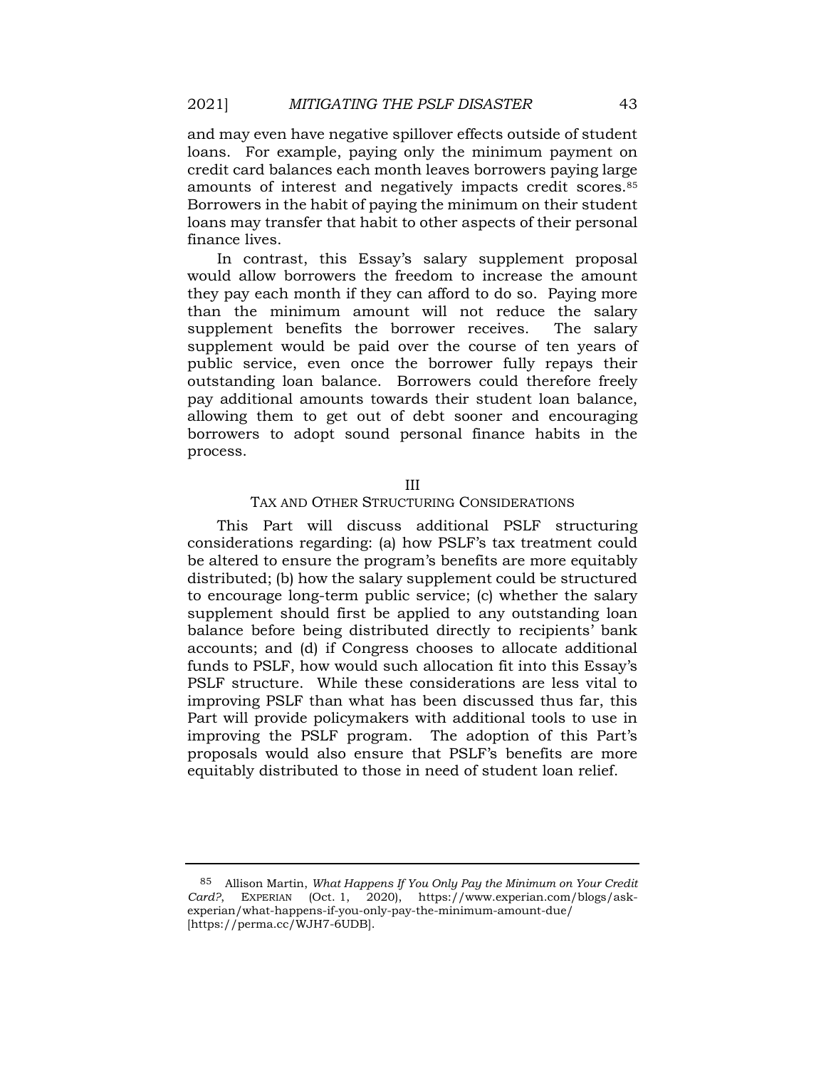and may even have negative spillover effects outside of student loans. For example, paying only the minimum payment on credit card balances each month leaves borrowers paying large amounts of interest and negatively impacts credit scores.[85] Borrowers in the habit of paying the minimum on their student loans may transfer that habit to other aspects of their personal finance lives.

In contrast, this Essay's salary supplement proposal would allow borrowers the freedom to increase the amount they pay each month if they can afford to do so. Paying more than the minimum amount will not reduce the salary supplement benefits the borrower receives. The salary supplement would be paid over the course of ten years of public service, even once the borrower fully repays their outstanding loan balance. Borrowers could therefore freely pay additional amounts towards their student loan balance, allowing them to get out of debt sooner and encouraging borrowers to adopt sound personal finance habits in the process.

## III
## TAX AND OTHER STRUCTURING CONSIDERATIONS

This Part will discuss additional PSLF structuring considerations regarding: (a) how PSLF's tax treatment could be altered to ensure the program's benefits are more equitably distributed; (b) how the salary supplement could be structured to encourage long-term public service; (c) whether the salary supplement should first be applied to any outstanding loan balance before being distributed directly to recipients' bank accounts; and (d) if Congress chooses to allocate additional funds to PSLF, how would such allocation fit into this Essay's PSLF structure. While these considerations are less vital to improving PSLF than what has been discussed thus far, this Part will provide policymakers with additional tools to use in improving the PSLF program. The adoption of this Part's proposals would also ensure that PSLF's benefits are more equitably distributed to those in need of student loan relief.

---

85 Allison Martin, *What Happens If You Only Pay the Minimum on Your Credit Card?*, EXPERIAN (Oct. 1, 2020), https://www.experian.com/blogs/ask-experian/what-happens-if-you-only-pay-the-minimum-amount-due/ [https://perma.cc/WJH7-6UDB].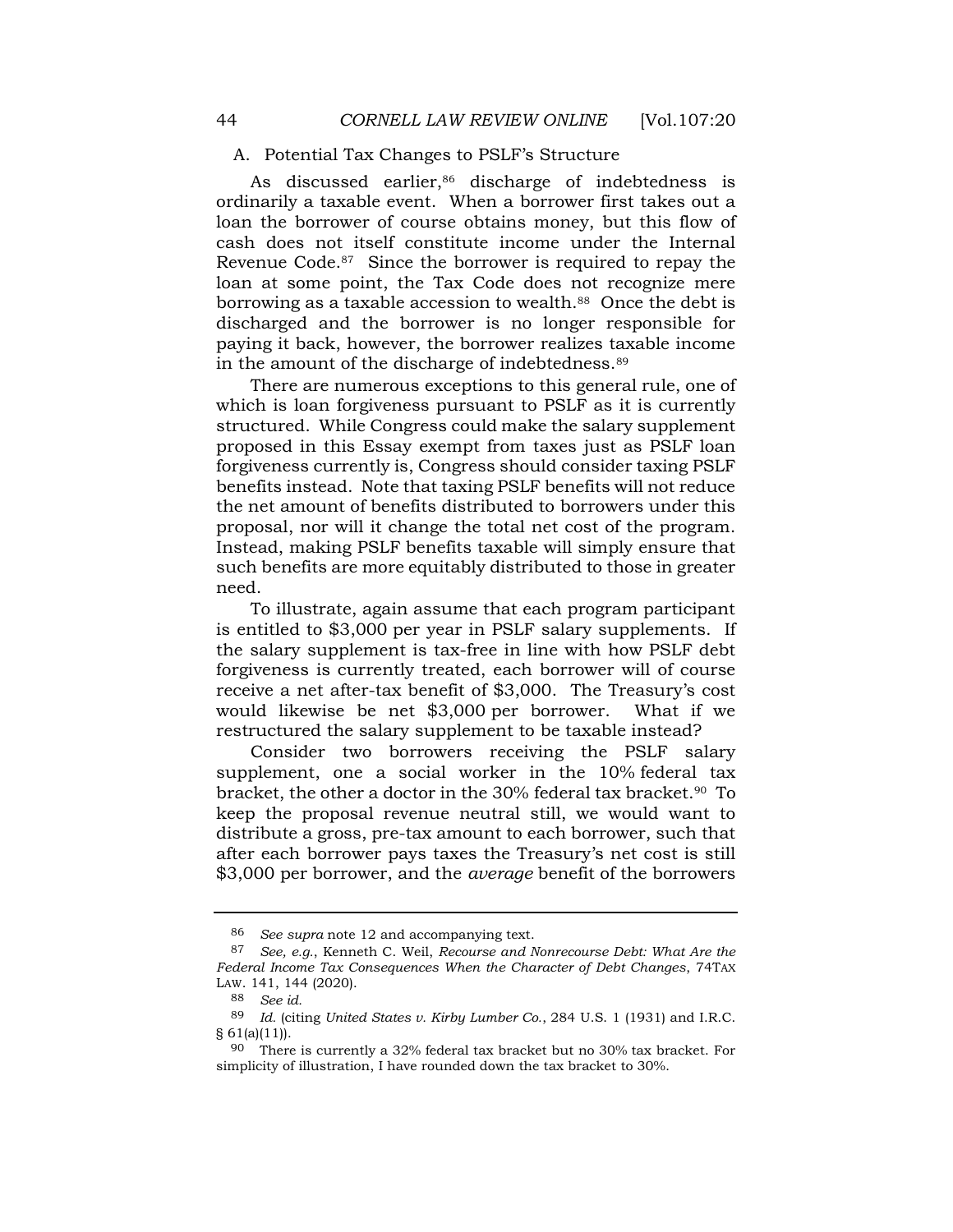### A. Potential Tax Changes to PSLF's Structure

As discussed earlier,[86] discharge of indebtedness is ordinarily a taxable event. When a borrower first takes out a loan the borrower of course obtains money, but this flow of cash does not itself constitute income under the Internal Revenue Code.[87] Since the borrower is required to repay the loan at some point, the Tax Code does not recognize mere borrowing as a taxable accession to wealth.[88] Once the debt is discharged and the borrower is no longer responsible for paying it back, however, the borrower realizes taxable income in the amount of the discharge of indebtedness.[89]

There are numerous exceptions to this general rule, one of which is loan forgiveness pursuant to PSLF as it is currently structured. While Congress could make the salary supplement proposed in this Essay exempt from taxes just as PSLF loan forgiveness currently is, Congress should consider taxing PSLF benefits instead. Note that taxing PSLF benefits will not reduce the net amount of benefits distributed to borrowers under this proposal, nor will it change the total net cost of the program. Instead, making PSLF benefits taxable will simply ensure that such benefits are more equitably distributed to those in greater need.

To illustrate, again assume that each program participant is entitled to $3,000 per year in PSLF salary supplements. If the salary supplement is tax-free in line with how PSLF debt forgiveness is currently treated, each borrower will of course receive a net after-tax benefit of $3,000. The Treasury's cost would likewise be net $3,000 per borrower. What if we restructured the salary supplement to be taxable instead?

Consider two borrowers receiving the PSLF salary supplement, one a social worker in the 10% federal tax bracket, the other a doctor in the 30% federal tax bracket.[90] To keep the proposal revenue neutral still, we would want to distribute a gross, pre-tax amount to each borrower, such that after each borrower pays taxes the Treasury's net cost is still $3,000 per borrower, and the *average* benefit of the borrowers

---

86 *See supra* note 12 and accompanying text.

87 *See, e.g.*, Kenneth C. Weil, *Recourse and Nonrecourse Debt: What Are the Federal Income Tax Consequences When the Character of Debt Changes*, 74 TAX LAW. 141, 144 (2020).

88 *See id.*

89 *Id.* (citing *United States v. Kirby Lumber Co.*, 284 U.S. 1 (1931) and I.R.C. § 61(a)(11)).

90 There is currently a 32% federal tax bracket but no 30% tax bracket. For simplicity of illustration, I have rounded down the tax bracket to 30%.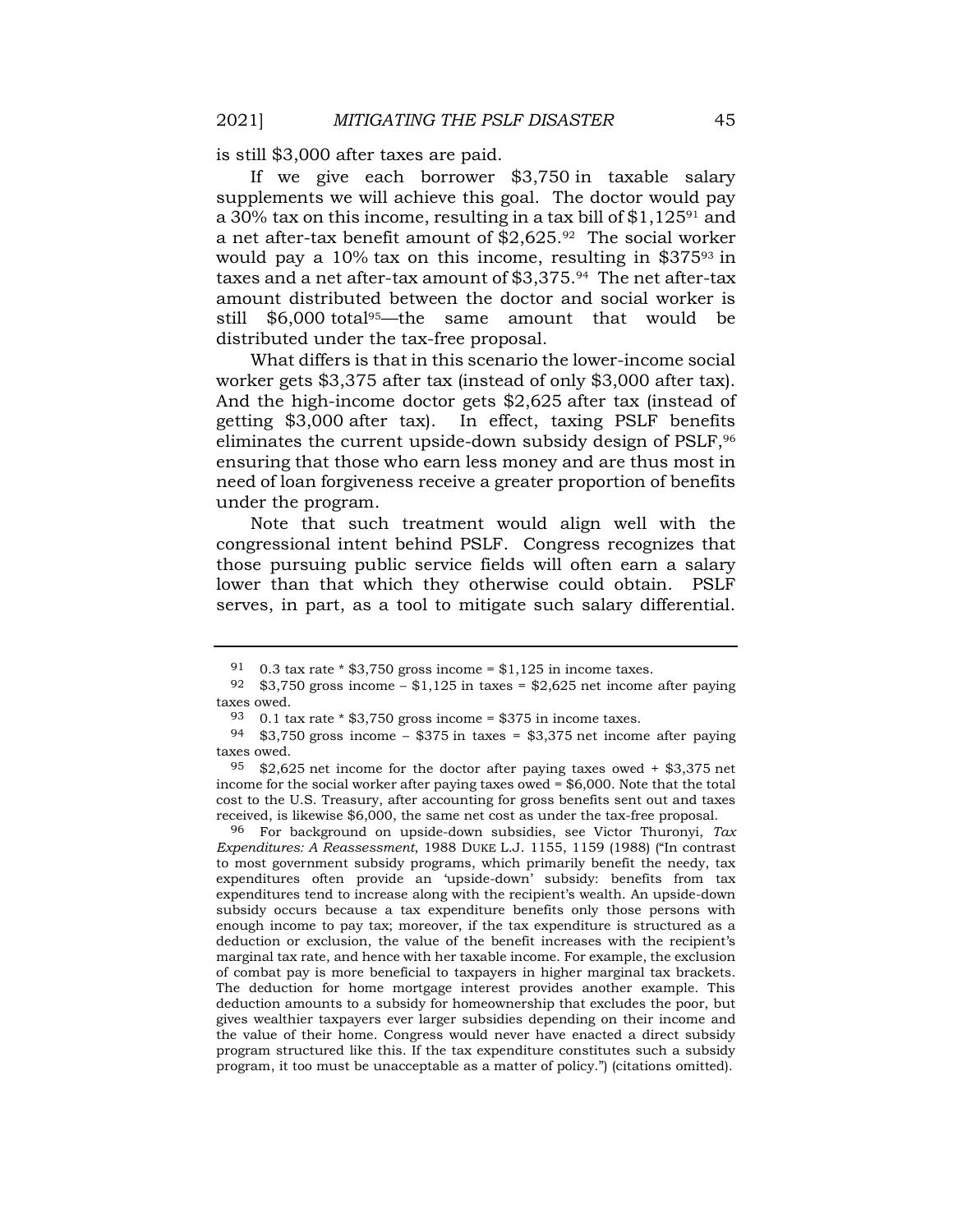is still $3,000 after taxes are paid.

If we give each borrower $3,750 in taxable salary supplements we will achieve this goal. The doctor would pay a 30% tax on this income, resulting in a tax bill of $1,125[91] and a net after-tax benefit amount of $2,625.[92] The social worker would pay a 10% tax on this income, resulting in $375[93] in taxes and a net after-tax amount of $3,375.[94] The net after-tax amount distributed between the doctor and social worker is still $6,000 total[95]—the same amount that would be distributed under the tax-free proposal.

What differs is that in this scenario the lower-income social worker gets $3,375 after tax (instead of only $3,000 after tax). And the high-income doctor gets $2,625 after tax (instead of getting $3,000 after tax). In effect, taxing PSLF benefits eliminates the current upside-down subsidy design of PSLF,[96] ensuring that those who earn less money and are thus most in need of loan forgiveness receive a greater proportion of benefits under the program.

Note that such treatment would align well with the congressional intent behind PSLF. Congress recognizes that those pursuing public service fields will often earn a salary lower than that which they otherwise could obtain. PSLF serves, in part, as a tool to mitigate such salary differential.

---

[91] 0.3 tax rate * $3,750 gross income = $1,125 in income taxes.

[92] $3,750 gross income – $1,125 in taxes = $2,625 net income after paying taxes owed.

[93] 0.1 tax rate * $3,750 gross income = $375 in income taxes.

[94] $3,750 gross income – $375 in taxes = $3,375 net income after paying taxes owed.

[95] $2,625 net income for the doctor after paying taxes owed + $3,375 net income for the social worker after paying taxes owed = $6,000. Note that the total cost to the U.S. Treasury, after accounting for gross benefits sent out and taxes received, is likewise $6,000, the same net cost as under the tax-free proposal.

[96] For background on upside-down subsidies, see Victor Thuronyi, *Tax Expenditures: A Reassessment*, 1988 DUKE L.J. 1155, 1159 (1988) ("In contrast to most government subsidy programs, which primarily benefit the needy, tax expenditures often provide an 'upside-down' subsidy: benefits from tax expenditures tend to increase along with the recipient's wealth. An upside-down subsidy occurs because a tax expenditure benefits only those persons with enough income to pay tax; moreover, if the tax expenditure is structured as a deduction or exclusion, the value of the benefit increases with the recipient's marginal tax rate, and hence with her taxable income. For example, the exclusion of combat pay is more beneficial to taxpayers in higher marginal tax brackets. The deduction for home mortgage interest provides another example. This deduction amounts to a subsidy for homeownership that excludes the poor, but gives wealthier taxpayers ever larger subsidies depending on their income and the value of their home. Congress would never have enacted a direct subsidy program structured like this. If the tax expenditure constitutes such a subsidy program, it too must be unacceptable as a matter of policy.") (citations omitted).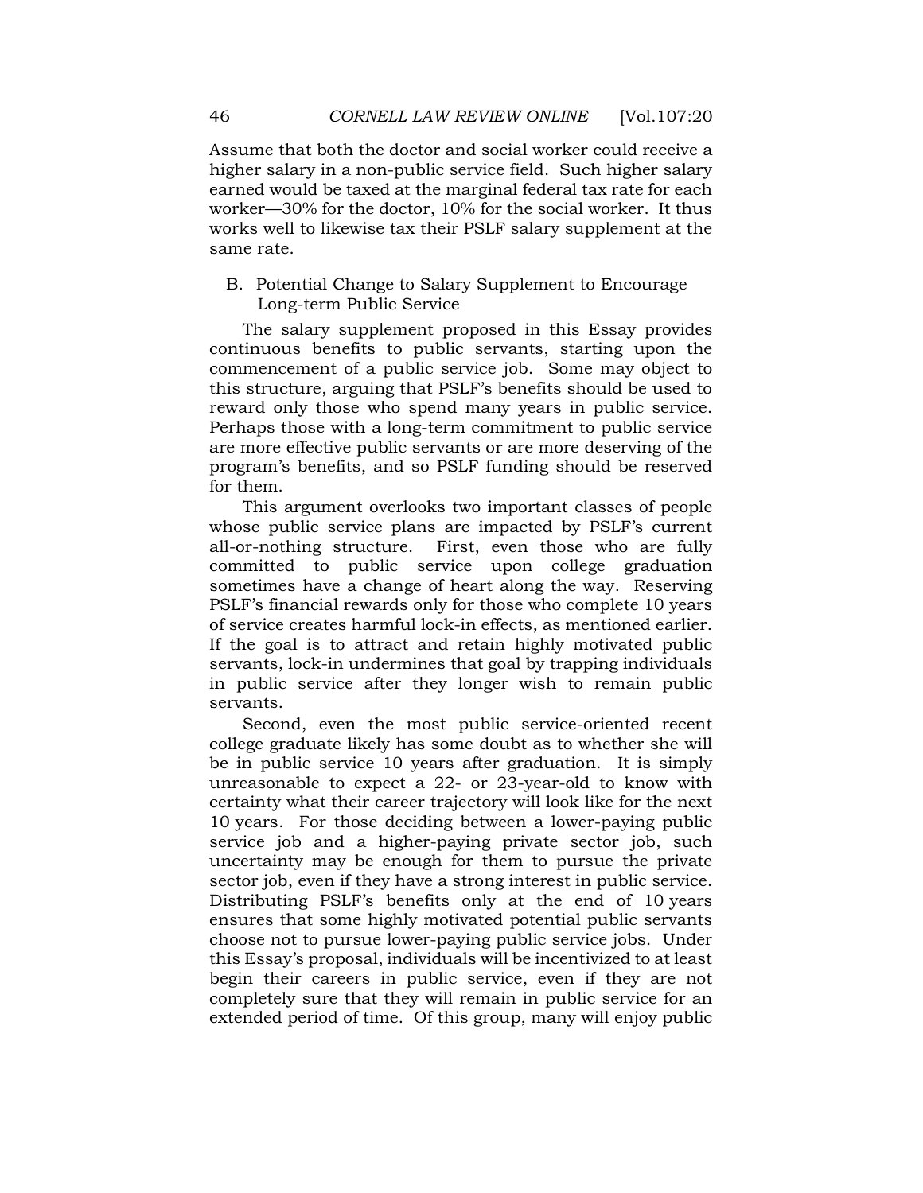Assume that both the doctor and social worker could receive a higher salary in a non-public service field. Such higher salary earned would be taxed at the marginal federal tax rate for each worker—30% for the doctor, 10% for the social worker. It thus works well to likewise tax their PSLF salary supplement at the same rate.

### B. Potential Change to Salary Supplement to Encourage Long-term Public Service

The salary supplement proposed in this Essay provides continuous benefits to public servants, starting upon the commencement of a public service job. Some may object to this structure, arguing that PSLF's benefits should be used to reward only those who spend many years in public service. Perhaps those with a long-term commitment to public service are more effective public servants or are more deserving of the program's benefits, and so PSLF funding should be reserved for them.

This argument overlooks two important classes of people whose public service plans are impacted by PSLF's current all-or-nothing structure. First, even those who are fully committed to public service upon college graduation sometimes have a change of heart along the way. Reserving PSLF's financial rewards only for those who complete 10 years of service creates harmful lock-in effects, as mentioned earlier. If the goal is to attract and retain highly motivated public servants, lock-in undermines that goal by trapping individuals in public service after they longer wish to remain public servants.

Second, even the most public service-oriented recent college graduate likely has some doubt as to whether she will be in public service 10 years after graduation. It is simply unreasonable to expect a 22- or 23-year-old to know with certainty what their career trajectory will look like for the next 10 years. For those deciding between a lower-paying public service job and a higher-paying private sector job, such uncertainty may be enough for them to pursue the private sector job, even if they have a strong interest in public service. Distributing PSLF's benefits only at the end of 10 years ensures that some highly motivated potential public servants choose not to pursue lower-paying public service jobs. Under this Essay's proposal, individuals will be incentivized to at least begin their careers in public service, even if they are not completely sure that they will remain in public service for an extended period of time. Of this group, many will enjoy public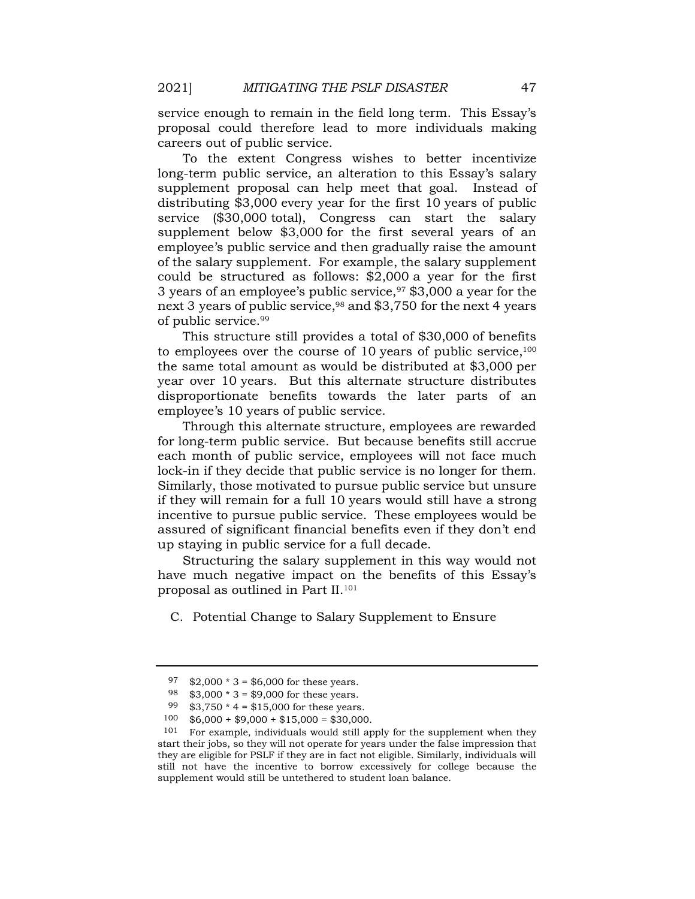service enough to remain in the field long term. This Essay's proposal could therefore lead to more individuals making careers out of public service.

To the extent Congress wishes to better incentivize long-term public service, an alteration to this Essay's salary supplement proposal can help meet that goal. Instead of distributing $3,000 every year for the first 10 years of public service ($30,000 total), Congress can start the salary supplement below $3,000 for the first several years of an employee's public service and then gradually raise the amount of the salary supplement. For example, the salary supplement could be structured as follows: $2,000 a year for the first 3 years of an employee's public service,[97] $3,000 a year for the next 3 years of public service,[98] and $3,750 for the next 4 years of public service.[99]

This structure still provides a total of $30,000 of benefits to employees over the course of 10 years of public service,[100] the same total amount as would be distributed at $3,000 per year over 10 years. But this alternate structure distributes disproportionate benefits towards the later parts of an employee's 10 years of public service.

Through this alternate structure, employees are rewarded for long-term public service. But because benefits still accrue each month of public service, employees will not face much lock-in if they decide that public service is no longer for them. Similarly, those motivated to pursue public service but unsure if they will remain for a full 10 years would still have a strong incentive to pursue public service. These employees would be assured of significant financial benefits even if they don't end up staying in public service for a full decade.

Structuring the salary supplement in this way would not have much negative impact on the benefits of this Essay's proposal as outlined in Part II.[101]

## C. Potential Change to Salary Supplement to Ensure

---

97 $2,000 * 3 = $6,000 for these years.

98 $3,000 * 3 = $9,000 for these years.

99 $3,750 * 4 = $15,000 for these years.

100 $6,000 + $9,000 + $15,000 = $30,000.

101 For example, individuals would still apply for the supplement when they start their jobs, so they will not operate for years under the false impression that they are eligible for PSLF if they are in fact not eligible. Similarly, individuals will still not have the incentive to borrow excessively for college because the supplement would still be untethered to student loan balance.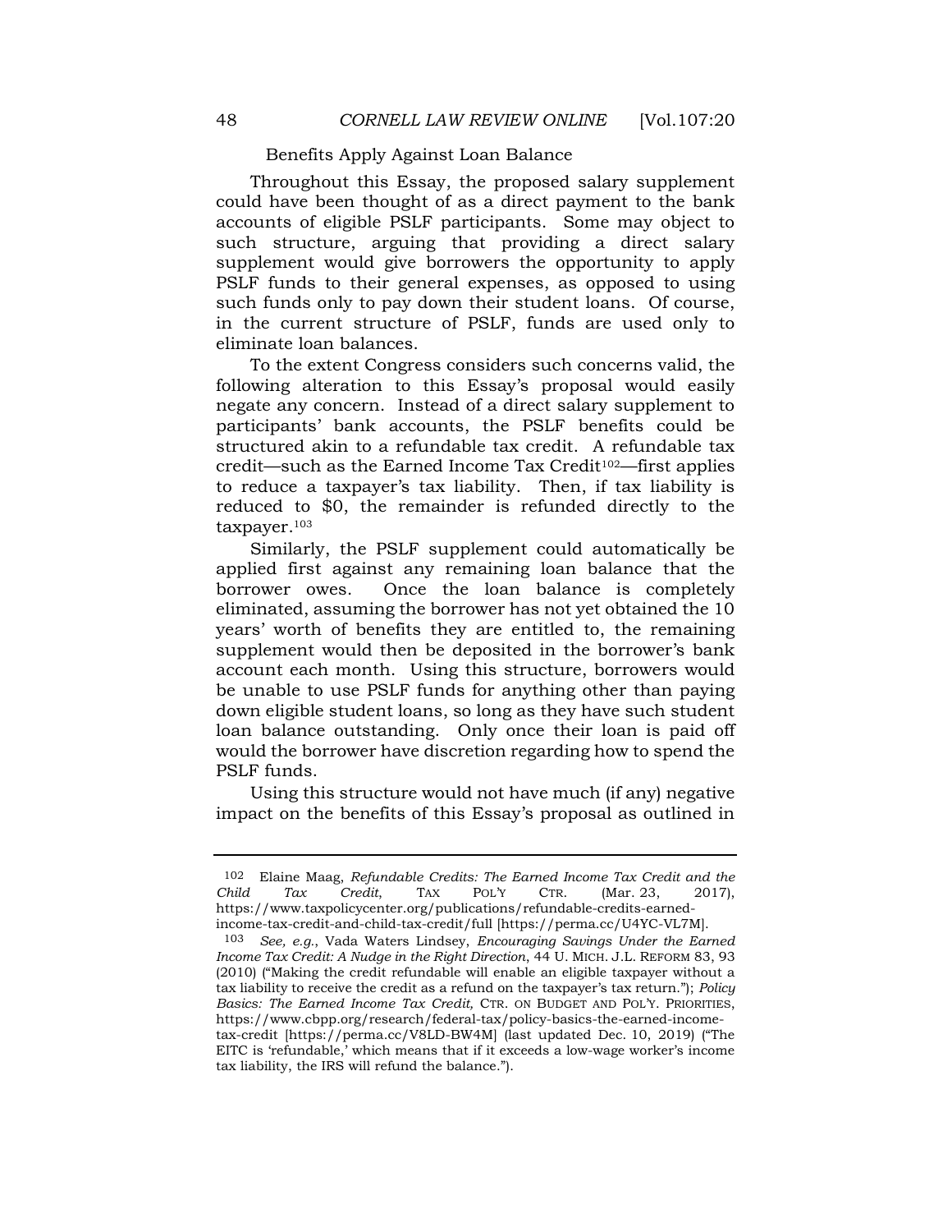Benefits Apply Against Loan Balance

Throughout this Essay, the proposed salary supplement could have been thought of as a direct payment to the bank accounts of eligible PSLF participants. Some may object to such structure, arguing that providing a direct salary supplement would give borrowers the opportunity to apply PSLF funds to their general expenses, as opposed to using such funds only to pay down their student loans. Of course, in the current structure of PSLF, funds are used only to eliminate loan balances.

To the extent Congress considers such concerns valid, the following alteration to this Essay's proposal would easily negate any concern. Instead of a direct salary supplement to participants' bank accounts, the PSLF benefits could be structured akin to a refundable tax credit. A refundable tax credit—such as the Earned Income Tax Credit[102]—first applies to reduce a taxpayer's tax liability. Then, if tax liability is reduced to $0, the remainder is refunded directly to the taxpayer.[103]

Similarly, the PSLF supplement could automatically be applied first against any remaining loan balance that the borrower owes. Once the loan balance is completely eliminated, assuming the borrower has not yet obtained the 10 years' worth of benefits they are entitled to, the remaining supplement would then be deposited in the borrower's bank account each month. Using this structure, borrowers would be unable to use PSLF funds for anything other than paying down eligible student loans, so long as they have such student loan balance outstanding. Only once their loan is paid off would the borrower have discretion regarding how to spend the PSLF funds.

Using this structure would not have much (if any) negative impact on the benefits of this Essay's proposal as outlined in

---

[102] Elaine Maag, *Refundable Credits: The Earned Income Tax Credit and the Child Tax Credit,* TAX POL'Y CTR. (Mar. 23, 2017), https://www.taxpolicycenter.org/publications/refundable-credits-earned-income-tax-credit-and-child-tax-credit/full [https://perma.cc/U4YC-VL7M].

[103] *See, e.g.*, Vada Waters Lindsey, *Encouraging Savings Under the Earned Income Tax Credit: A Nudge in the Right Direction*, 44 U. MICH. J.L. REFORM 83, 93 (2010) ("Making the credit refundable will enable an eligible taxpayer without a tax liability to receive the credit as a refund on the taxpayer's tax return."); *Policy Basics: The Earned Income Tax Credit,* CTR. ON BUDGET AND POL'Y. PRIORITIES, https://www.cbpp.org/research/federal-tax/policy-basics-the-earned-income-tax-credit [https://perma.cc/V8LD-BW4M] (last updated Dec. 10, 2019) ("The EITC is 'refundable,' which means that if it exceeds a low-wage worker's income tax liability, the IRS will refund the balance.").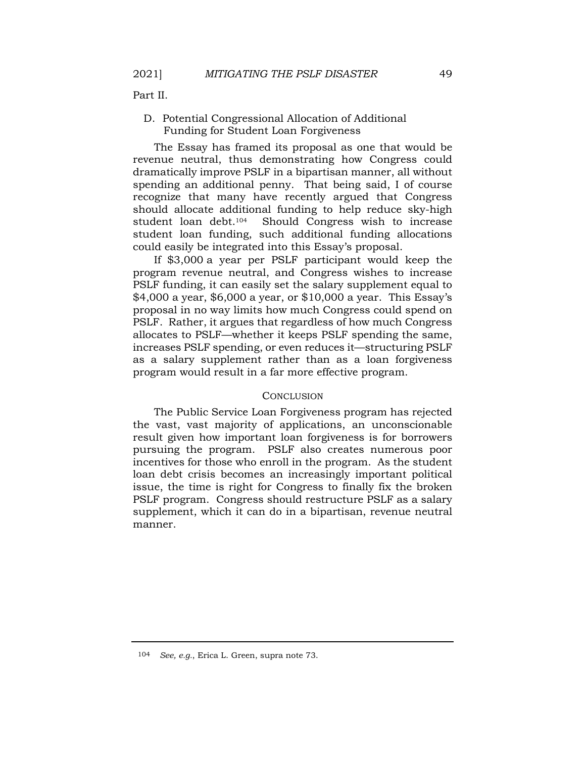Part II.

### D. Potential Congressional Allocation of Additional Funding for Student Loan Forgiveness

The Essay has framed its proposal as one that would be revenue neutral, thus demonstrating how Congress could dramatically improve PSLF in a bipartisan manner, all without spending an additional penny. That being said, I of course recognize that many have recently argued that Congress should allocate additional funding to help reduce sky-high student loan debt.[104] Should Congress wish to increase student loan funding, such additional funding allocations could easily be integrated into this Essay's proposal.

If $3,000 a year per PSLF participant would keep the program revenue neutral, and Congress wishes to increase PSLF funding, it can easily set the salary supplement equal to $4,000 a year, $6,000 a year, or $10,000 a year. This Essay's proposal in no way limits how much Congress could spend on PSLF. Rather, it argues that regardless of how much Congress allocates to PSLF—whether it keeps PSLF spending the same, increases PSLF spending, or even reduces it—structuring PSLF as a salary supplement rather than as a loan forgiveness program would result in a far more effective program.

## CONCLUSION

The Public Service Loan Forgiveness program has rejected the vast, vast majority of applications, an unconscionable result given how important loan forgiveness is for borrowers pursuing the program. PSLF also creates numerous poor incentives for those who enroll in the program. As the student loan debt crisis becomes an increasingly important political issue, the time is right for Congress to finally fix the broken PSLF program. Congress should restructure PSLF as a salary supplement, which it can do in a bipartisan, revenue neutral manner.

---

104 *See, e.g.*, Erica L. Green, supra note 73.